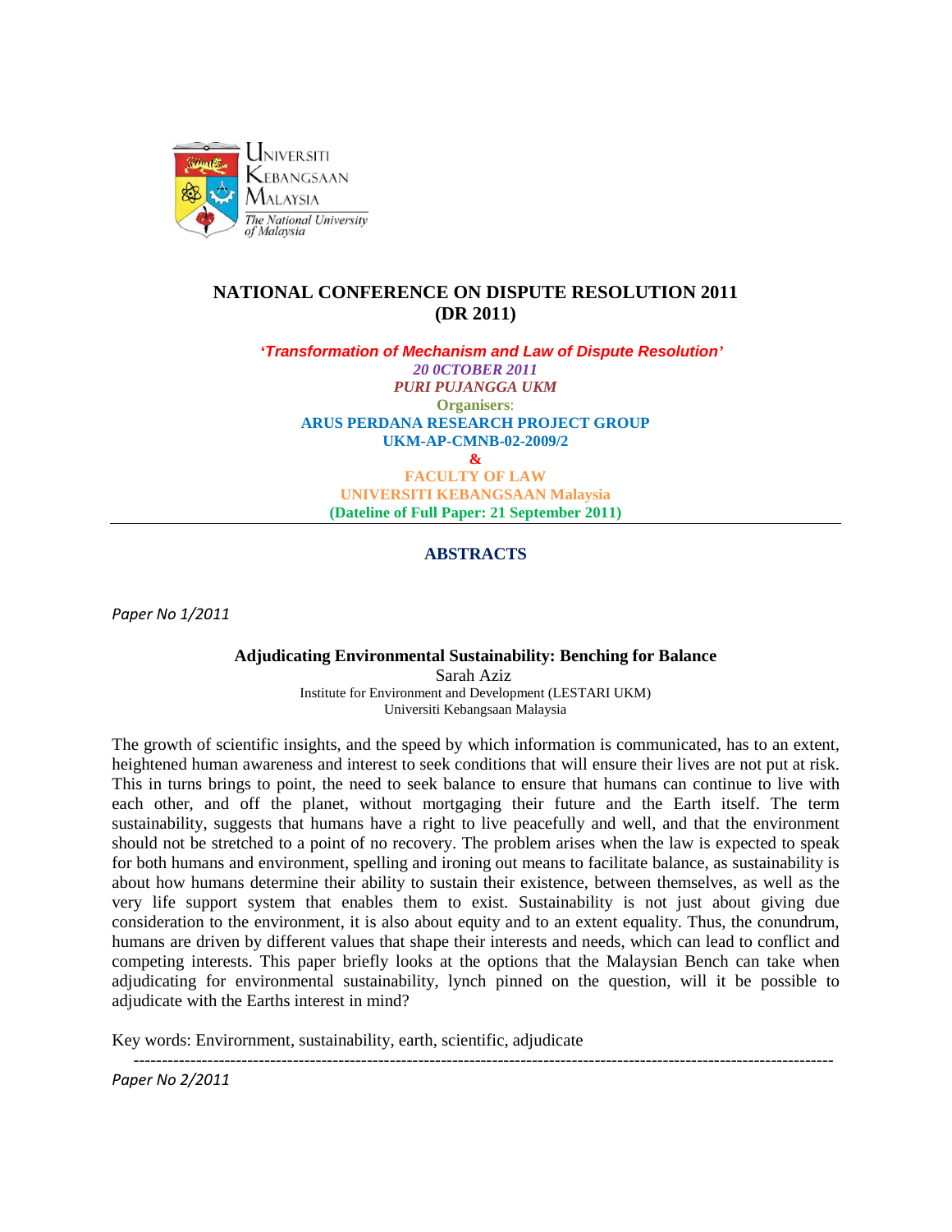UNIVERSITI KEBANGSAAN MALAYSIA
*The National University of Malaysia*

# NATIONAL CONFERENCE ON DISPUTE RESOLUTION 2011 (DR 2011)

***'Transformation of Mechanism and Law of Dispute Resolution'***

***20 0CTOBER 2011***

***PURI PUJANGGA UKM***

**Organisers**:

**ARUS PERDANA RESEARCH PROJECT GROUP**

**UKM-AP-CMNB-02-2009/2**

**&**

**FACULTY OF LAW**

**UNIVERSITI KEBANGSAAN Malaysia**

**(Dateline of Full Paper: 21 September 2011)**

---

## ABSTRACTS

*Paper No 1/2011*

### Adjudicating Environmental Sustainability: Benching for Balance

Sarah Aziz

Institute for Environment and Development (LESTARI UKM)
Universiti Kebangsaan Malaysia

The growth of scientific insights, and the speed by which information is communicated, has to an extent, heightened human awareness and interest to seek conditions that will ensure their lives are not put at risk. This in turns brings to point, the need to seek balance to ensure that humans can continue to live with each other, and off the planet, without mortgaging their future and the Earth itself. The term sustainability, suggests that humans have a right to live peacefully and well, and that the environment should not be stretched to a point of no recovery. The problem arises when the law is expected to speak for both humans and environment, spelling and ironing out means to facilitate balance, as sustainability is about how humans determine their ability to sustain their existence, between themselves, as well as the very life support system that enables them to exist. Sustainability is not just about giving due consideration to the environment, it is also about equity and to an extent equality. Thus, the conundrum, humans are driven by different values that shape their interests and needs, which can lead to conflict and competing interests. This paper briefly looks at the options that the Malaysian Bench can take when adjudicating for environmental sustainability, lynch pinned on the question, will it be possible to adjudicate with the Earths interest in mind?

Key words: Environment, sustainability, earth, scientific, adjudicate

---

*Paper No 2/2011*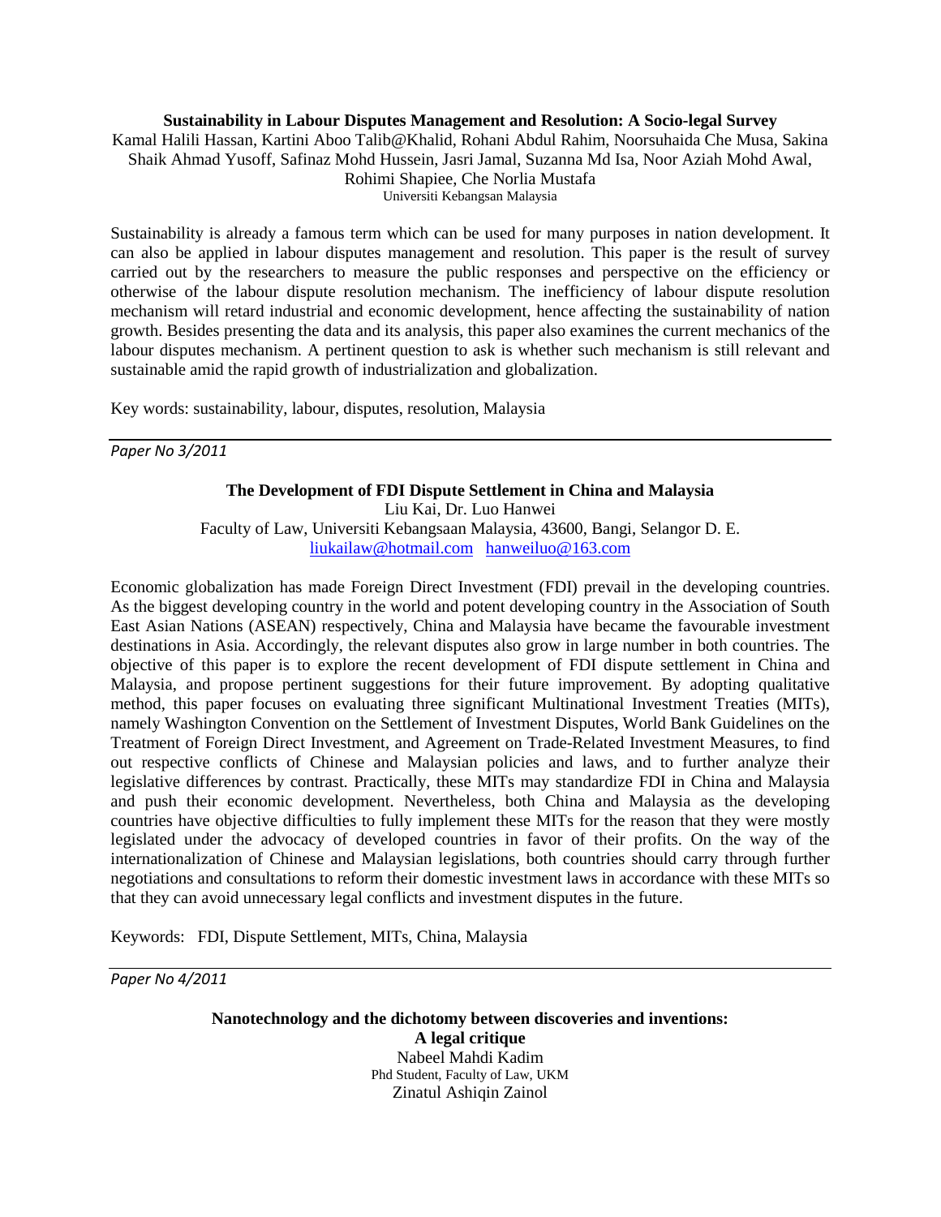**Sustainability in Labour Disputes Management and Resolution: A Socio-legal Survey**

Kamal Halili Hassan, Kartini Aboo Talib@Khalid, Rohani Abdul Rahim, Noorsuhaida Che Musa, Sakina Shaik Ahmad Yusoff, Safinaz Mohd Hussein, Jasri Jamal, Suzanna Md Isa, Noor Aziah Mohd Awal, Rohimi Shapiee, Che Norlia Mustafa

Universiti Kebangsan Malaysia

Sustainability is already a famous term which can be used for many purposes in nation development. It can also be applied in labour disputes management and resolution. This paper is the result of survey carried out by the researchers to measure the public responses and perspective on the efficiency or otherwise of the labour dispute resolution mechanism. The inefficiency of labour dispute resolution mechanism will retard industrial and economic development, hence affecting the sustainability of nation growth. Besides presenting the data and its analysis, this paper also examines the current mechanics of the labour disputes mechanism. A pertinent question to ask is whether such mechanism is still relevant and sustainable amid the rapid growth of industrialization and globalization.

Key words: sustainability, labour, disputes, resolution, Malaysia

---

*Paper No 3/2011*

**The Development of FDI Dispute Settlement in China and Malaysia**

Liu Kai, Dr. Luo Hanwei

Faculty of Law, Universiti Kebangsaan Malaysia, 43600, Bangi, Selangor D. E.

liukailaw@hotmail.com hanweiluo@163.com

Economic globalization has made Foreign Direct Investment (FDI) prevail in the developing countries. As the biggest developing country in the world and potent developing country in the Association of South East Asian Nations (ASEAN) respectively, China and Malaysia have became the favourable investment destinations in Asia. Accordingly, the relevant disputes also grow in large number in both countries. The objective of this paper is to explore the recent development of FDI dispute settlement in China and Malaysia, and propose pertinent suggestions for their future improvement. By adopting qualitative method, this paper focuses on evaluating three significant Multinational Investment Treaties (MITs), namely Washington Convention on the Settlement of Investment Disputes, World Bank Guidelines on the Treatment of Foreign Direct Investment, and Agreement on Trade-Related Investment Measures, to find out respective conflicts of Chinese and Malaysian policies and laws, and to further analyze their legislative differences by contrast. Practically, these MITs may standardize FDI in China and Malaysia and push their economic development. Nevertheless, both China and Malaysia as the developing countries have objective difficulties to fully implement these MITs for the reason that they were mostly legislated under the advocacy of developed countries in favor of their profits. On the way of the internationalization of Chinese and Malaysian legislations, both countries should carry through further negotiations and consultations to reform their domestic investment laws in accordance with these MITs so that they can avoid unnecessary legal conflicts and investment disputes in the future.

Keywords: FDI, Dispute Settlement, MITs, China, Malaysia

---

*Paper No 4/2011*

**Nanotechnology and the dichotomy between discoveries and inventions: A legal critique**

Nabeel Mahdi Kadim

Phd Student, Faculty of Law, UKM

Zinatul Ashiqin Zainol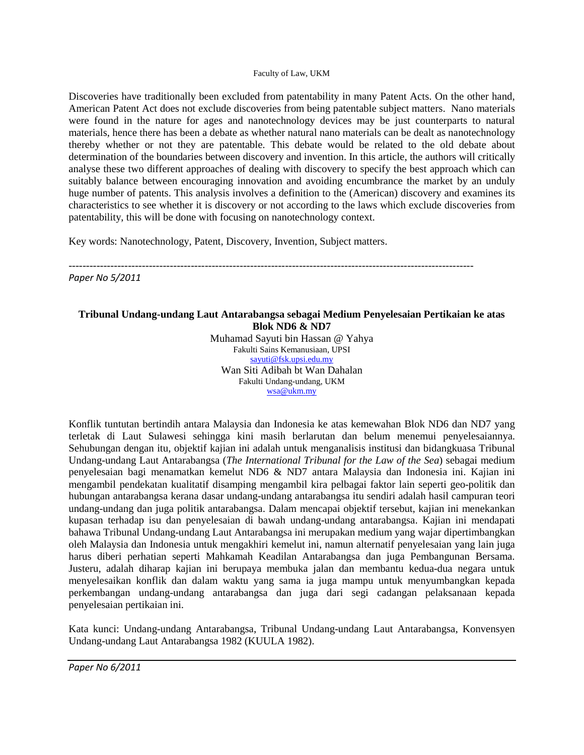Faculty of Law, UKM

Discoveries have traditionally been excluded from patentability in many Patent Acts. On the other hand, American Patent Act does not exclude discoveries from being patentable subject matters. Nano materials were found in the nature for ages and nanotechnology devices may be just counterparts to natural materials, hence there has been a debate as whether natural nano materials can be dealt as nanotechnology thereby whether or not they are patentable. This debate would be related to the old debate about determination of the boundaries between discovery and invention. In this article, the authors will critically analyse these two different approaches of dealing with discovery to specify the best approach which can suitably balance between encouraging innovation and avoiding encumbrance the market by an unduly huge number of patents. This analysis involves a definition to the (American) discovery and examines its characteristics to see whether it is discovery or not according to the laws which exclude discoveries from patentability, this will be done with focusing on nanotechnology context.

Key words: Nanotechnology, Patent, Discovery, Invention, Subject matters.

---

*Paper No 5/2011*

**Tribunal Undang-undang Laut Antarabangsa sebagai Medium Penyelesaian Pertikaian ke atas Blok ND6 & ND7**

Muhamad Sayuti bin Hassan @ Yahya
Fakulti Sains Kemanusiaan, UPSI
sayuti@fsk.upsi.edu.my

Wan Siti Adibah bt Wan Dahalan
Fakulti Undang-undang, UKM
wsa@ukm.my

Konflik tuntutan bertindih antara Malaysia dan Indonesia ke atas kemewahan Blok ND6 dan ND7 yang terletak di Laut Sulawesi sehingga kini masih berlarutan dan belum menemui penyelesaiannya. Sehubungan dengan itu, objektif kajian ini adalah untuk menganalisis institusi dan bidangkuasa Tribunal Undang-undang Laut Antarabangsa (*The International Tribunal for the Law of the Sea*) sebagai medium penyelesaian bagi menamatkan kemelut ND6 & ND7 antara Malaysia dan Indonesia ini. Kajian ini mengambil pendekatan kualitatif disamping mengambil kira pelbagai faktor lain seperti geo-politik dan hubungan antarabangsa kerana dasar undang-undang antarabangsa itu sendiri adalah hasil campuran teori undang-undang dan juga politik antarabangsa. Dalam mencapai objektif tersebut, kajian ini menekankan kupasan terhadap isu dan penyelesaian di bawah undang-undang antarabangsa. Kajian ini mendapati bahawa Tribunal Undang-undang Laut Antarabangsa ini merupakan medium yang wajar dipertimbangkan oleh Malaysia dan Indonesia untuk mengakhiri kemelut ini, namun alternatif penyelesaian yang lain juga harus diberi perhatian seperti Mahkamah Keadilan Antarabangsa dan juga Pembangunan Bersama. Justeru, adalah diharap kajian ini berupaya membuka jalan dan membantu kedua-dua negara untuk menyelesaikan konflik dan dalam waktu yang sama ia juga mampu untuk menyumbangkan kepada perkembangan undang-undang antarabangsa dan juga dari segi cadangan pelaksanaan kepada penyelesaian pertikaian ini.

Kata kunci: Undang-undang Antarabangsa, Tribunal Undang-undang Laut Antarabangsa, Konvensyen Undang-undang Laut Antarabangsa 1982 (KUULA 1982).

---

*Paper No 6/2011*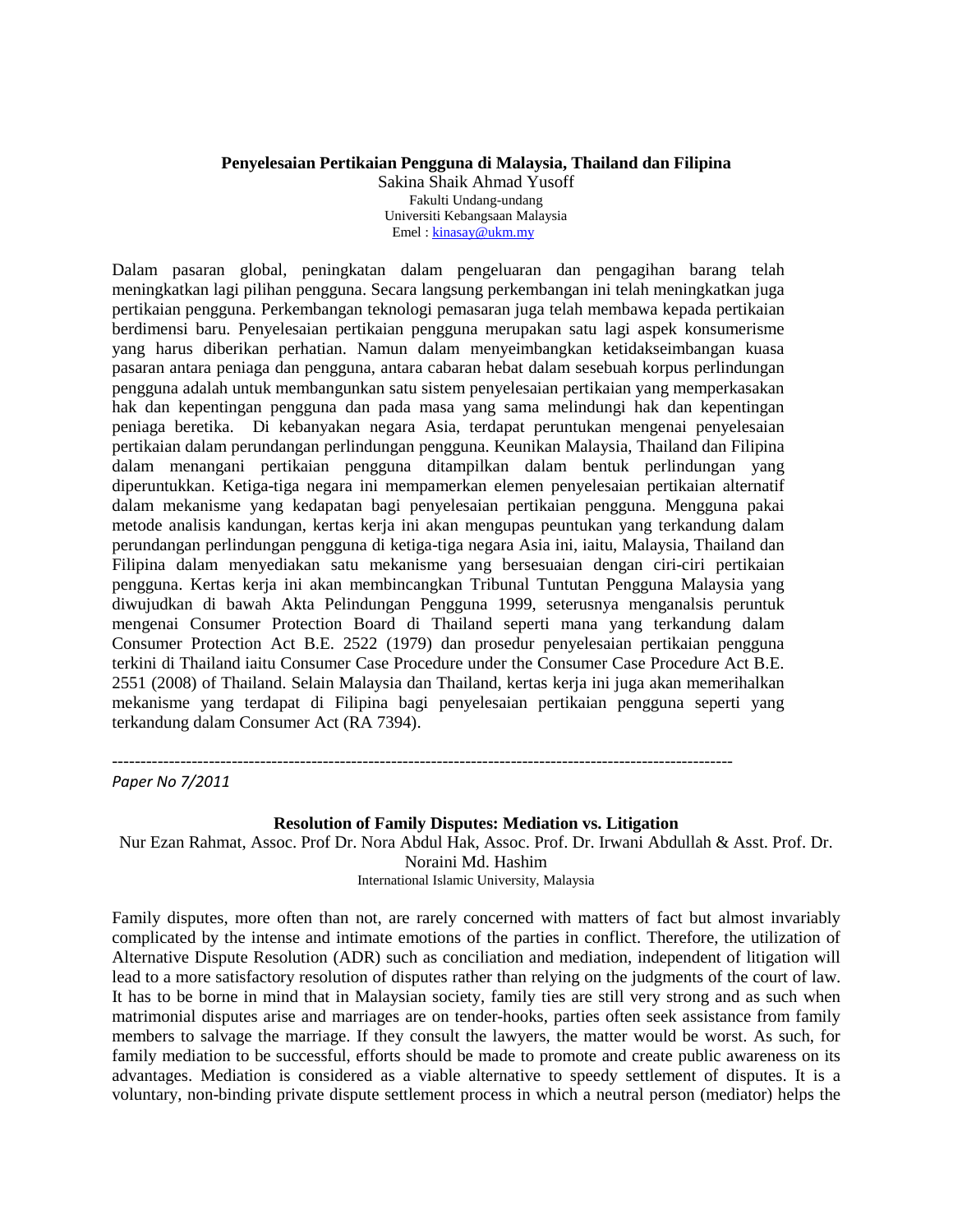**Penyelesaian Pertikaian Pengguna di Malaysia, Thailand dan Filipina**

Sakina Shaik Ahmad Yusoff
Fakulti Undang-undang
Universiti Kebangsaan Malaysia
Emel : kinasay@ukm.my

Dalam pasaran global, peningkatan dalam pengeluaran dan pengagihan barang telah meningkatkan lagi pilihan pengguna. Secara langsung perkembangan ini telah meningkatkan juga pertikaian pengguna. Perkembangan teknologi pemasaran juga telah membawa kepada pertikaian berdimensi baru. Penyelesaian pertikaian pengguna merupakan satu lagi aspek konsumerisme yang harus diberikan perhatian. Namun dalam menyeimbangkan ketidakseimbangan kuasa pasaran antara peniaga dan pengguna, antara cabaran hebat dalam sesebuah korpus perlindungan pengguna adalah untuk membangunkan satu sistem penyelesaian pertikaian yang memperkasakan hak dan kepentingan pengguna dan pada masa yang sama melindungi hak dan kepentingan peniaga beretika. Di kebanyakan negara Asia, terdapat peruntukan mengenai penyelesaian pertikaian dalam perundangan perlindungan pengguna. Keunikan Malaysia, Thailand dan Filipina dalam menangani pertikaian pengguna ditampilkan dalam bentuk perlindungan yang diperuntukkan. Ketiga-tiga negara ini mempamerkan elemen penyelesaian pertikaian alternatif dalam mekanisme yang kedapatan bagi penyelesaian pertikaian pengguna. Mengguna pakai metode analisis kandungan, kertas kerja ini akan mengupas peuntukan yang terkandung dalam perundangan perlindungan pengguna di ketiga-tiga negara Asia ini, iaitu, Malaysia, Thailand dan Filipina dalam menyediakan satu mekanisme yang bersesuaian dengan ciri-ciri pertikaian pengguna. Kertas kerja ini akan membincangkan Tribunal Tuntutan Pengguna Malaysia yang diwujudkan di bawah Akta Pelindungan Pengguna 1999, seterusnya menganalsis peruntuk mengenai Consumer Protection Board di Thailand seperti mana yang terkandung dalam Consumer Protection Act B.E. 2522 (1979) dan prosedur penyelesaian pertikaian pengguna terkini di Thailand iaitu Consumer Case Procedure under the Consumer Case Procedure Act B.E. 2551 (2008) of Thailand. Selain Malaysia dan Thailand, kertas kerja ini juga akan memerihalkan mekanisme yang terdapat di Filipina bagi penyelesaian pertikaian pengguna seperti yang terkandung dalam Consumer Act (RA 7394).

---

*Paper No 7/2011*

**Resolution of Family Disputes: Mediation vs. Litigation**

Nur Ezan Rahmat, Assoc. Prof Dr. Nora Abdul Hak, Assoc. Prof. Dr. Irwani Abdullah & Asst. Prof. Dr. Noraini Md. Hashim
International Islamic University, Malaysia

Family disputes, more often than not, are rarely concerned with matters of fact but almost invariably complicated by the intense and intimate emotions of the parties in conflict. Therefore, the utilization of Alternative Dispute Resolution (ADR) such as conciliation and mediation, independent of litigation will lead to a more satisfactory resolution of disputes rather than relying on the judgments of the court of law. It has to be borne in mind that in Malaysian society, family ties are still very strong and as such when matrimonial disputes arise and marriages are on tender-hooks, parties often seek assistance from family members to salvage the marriage. If they consult the lawyers, the matter would be worst. As such, for family mediation to be successful, efforts should be made to promote and create public awareness on its advantages. Mediation is considered as a viable alternative to speedy settlement of disputes. It is a voluntary, non-binding private dispute settlement process in which a neutral person (mediator) helps the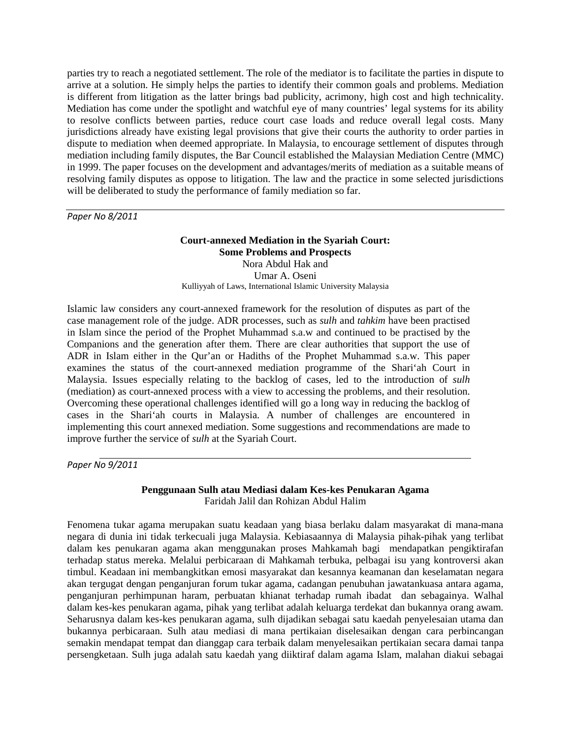parties try to reach a negotiated settlement. The role of the mediator is to facilitate the parties in dispute to arrive at a solution. He simply helps the parties to identify their common goals and problems. Mediation is different from litigation as the latter brings bad publicity, acrimony, high cost and high technicality. Mediation has come under the spotlight and watchful eye of many countries' legal systems for its ability to resolve conflicts between parties, reduce court case loads and reduce overall legal costs. Many jurisdictions already have existing legal provisions that give their courts the authority to order parties in dispute to mediation when deemed appropriate. In Malaysia, to encourage settlement of disputes through mediation including family disputes, the Bar Council established the Malaysian Mediation Centre (MMC) in 1999. The paper focuses on the development and advantages/merits of mediation as a suitable means of resolving family disputes as oppose to litigation. The law and the practice in some selected jurisdictions will be deliberated to study the performance of family mediation so far.

*Paper No 8/2011*

**Court-annexed Mediation in the Syariah Court: Some Problems and Prospects**

Nora Abdul Hak and
Umar A. Oseni
Kulliyyah of Laws, International Islamic University Malaysia

Islamic law considers any court-annexed framework for the resolution of disputes as part of the case management role of the judge. ADR processes, such as *sulh* and *tahkim* have been practised in Islam since the period of the Prophet Muhammad s.a.w and continued to be practised by the Companions and the generation after them. There are clear authorities that support the use of ADR in Islam either in the Qur'an or Hadiths of the Prophet Muhammad s.a.w. This paper examines the status of the court-annexed mediation programme of the Shari'ah Court in Malaysia. Issues especially relating to the backlog of cases, led to the introduction of *sulh* (mediation) as court-annexed process with a view to accessing the problems, and their resolution. Overcoming these operational challenges identified will go a long way in reducing the backlog of cases in the Shari'ah courts in Malaysia. A number of challenges are encountered in implementing this court annexed mediation. Some suggestions and recommendations are made to improve further the service of *sulh* at the Syariah Court.

*Paper No 9/2011*

**Penggunaan Sulh atau Mediasi dalam Kes-kes Penukaran Agama**

Faridah Jalil dan Rohizan Abdul Halim

Fenomena tukar agama merupakan suatu keadaan yang biasa berlaku dalam masyarakat di mana-mana negara di dunia ini tidak terkecuali juga Malaysia. Kebiasaannya di Malaysia pihak-pihak yang terlibat dalam kes penukaran agama akan menggunakan proses Mahkamah bagi mendapatkan pengiktirafan terhadap status mereka. Melalui perbicaraan di Mahkamah terbuka, pelbagai isu yang kontroversi akan timbul. Keadaan ini membangkitkan emosi masyarakat dan kesannya keamanan dan keselamatan negara akan tergugat dengan penganjuran forum tukar agama, cadangan penubuhan jawatankuasa antara agama, penganjuran perhimpunan haram, perbuatan khianat terhadap rumah ibadat dan sebagainya. Walhal dalam kes-kes penukaran agama, pihak yang terlibat adalah keluarga terdekat dan bukannya orang awam. Seharusnya dalam kes-kes penukaran agama, sulh dijadikan sebagai satu kaedah penyelesaian utama dan bukannya perbicaraan. Sulh atau mediasi di mana pertikaian diselesaikan dengan cara perbincangan semakin mendapat tempat dan dianggap cara terbaik dalam menyelesaikan pertikaian secara damai tanpa persengketaan. Sulh juga adalah satu kaedah yang diiktiraf dalam agama Islam, malahan diakui sebagai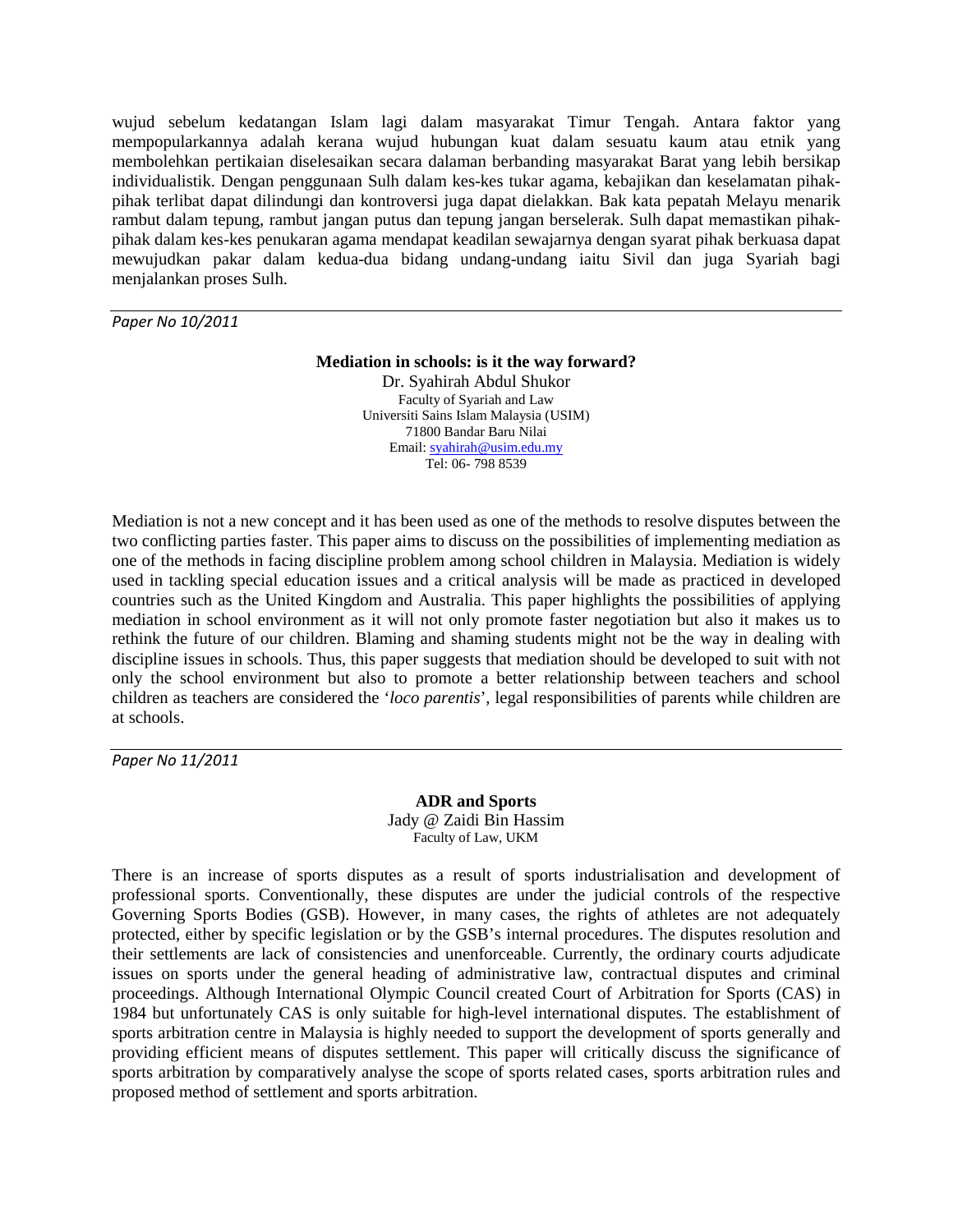wujud sebelum kedatangan Islam lagi dalam masyarakat Timur Tengah. Antara faktor yang mempopularkannya adalah kerana wujud hubungan kuat dalam sesuatu kaum atau etnik yang membolehkan pertikaian diselesaikan secara dalaman berbanding masyarakat Barat yang lebih bersikap individualistik. Dengan penggunaan Sulh dalam kes-kes tukar agama, kebajikan dan keselamatan pihak-pihak terlibat dapat dilindungi dan kontroversi juga dapat dielakkan. Bak kata pepatah Melayu menarik rambut dalam tepung, rambut jangan putus dan tepung jangan berselerak. Sulh dapat memastikan pihak-pihak dalam kes-kes penukaran agama mendapat keadilan sewajarnya dengan syarat pihak berkuasa dapat mewujudkan pakar dalam kedua-dua bidang undang-undang iaitu Sivil dan juga Syariah bagi menjalankan proses Sulh.

---

*Paper No 10/2011*

**Mediation in schools: is it the way forward?**

Dr. Syahirah Abdul Shukor
Faculty of Syariah and Law
Universiti Sains Islam Malaysia (USIM)
71800 Bandar Baru Nilai
Email: syahirah@usim.edu.my
Tel: 06- 798 8539

Mediation is not a new concept and it has been used as one of the methods to resolve disputes between the two conflicting parties faster. This paper aims to discuss on the possibilities of implementing mediation as one of the methods in facing discipline problem among school children in Malaysia. Mediation is widely used in tackling special education issues and a critical analysis will be made as practiced in developed countries such as the United Kingdom and Australia. This paper highlights the possibilities of applying mediation in school environment as it will not only promote faster negotiation but also it makes us to rethink the future of our children. Blaming and shaming students might not be the way in dealing with discipline issues in schools. Thus, this paper suggests that mediation should be developed to suit with not only the school environment but also to promote a better relationship between teachers and school children as teachers are considered the '*loco parentis*', legal responsibilities of parents while children are at schools.

---

*Paper No 11/2011*

**ADR and Sports**

Jady @ Zaidi Bin Hassim
Faculty of Law, UKM

There is an increase of sports disputes as a result of sports industrialisation and development of professional sports. Conventionally, these disputes are under the judicial controls of the respective Governing Sports Bodies (GSB). However, in many cases, the rights of athletes are not adequately protected, either by specific legislation or by the GSB's internal procedures. The disputes resolution and their settlements are lack of consistencies and unenforceable. Currently, the ordinary courts adjudicate issues on sports under the general heading of administrative law, contractual disputes and criminal proceedings. Although International Olympic Council created Court of Arbitration for Sports (CAS) in 1984 but unfortunately CAS is only suitable for high-level international disputes. The establishment of sports arbitration centre in Malaysia is highly needed to support the development of sports generally and providing efficient means of disputes settlement. This paper will critically discuss the significance of sports arbitration by comparatively analyse the scope of sports related cases, sports arbitration rules and proposed method of settlement and sports arbitration.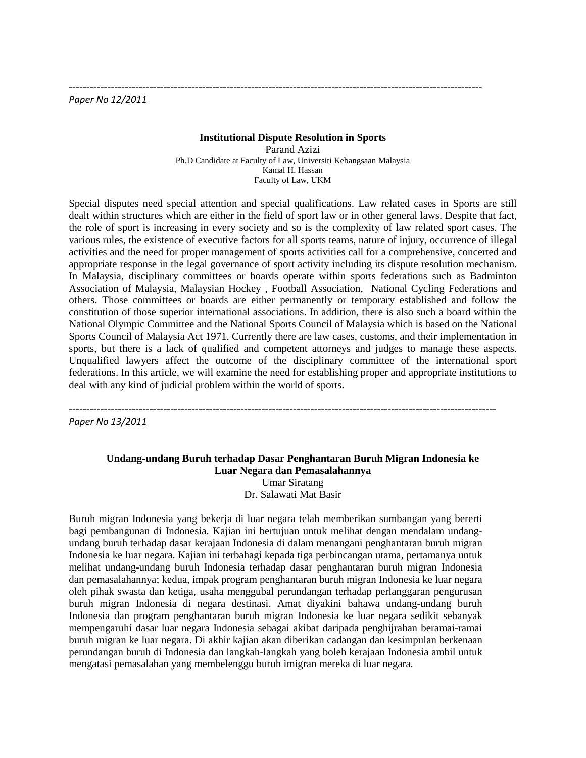---

*Paper No 12/2011*

**Institutional Dispute Resolution in Sports**

Parand Azizi

Ph.D Candidate at Faculty of Law, Universiti Kebangsaan Malaysia

Kamal H. Hassan

Faculty of Law, UKM

Special disputes need special attention and special qualifications. Law related cases in Sports are still dealt within structures which are either in the field of sport law or in other general laws. Despite that fact, the role of sport is increasing in every society and so is the complexity of law related sport cases. The various rules, the existence of executive factors for all sports teams, nature of injury, occurrence of illegal activities and the need for proper management of sports activities call for a comprehensive, concerted and appropriate response in the legal governance of sport activity including its dispute resolution mechanism. In Malaysia, disciplinary committees or boards operate within sports federations such as Badminton Association of Malaysia, Malaysian Hockey , Football Association, National Cycling Federations and others. Those committees or boards are either permanently or temporary established and follow the constitution of those superior international associations. In addition, there is also such a board within the National Olympic Committee and the National Sports Council of Malaysia which is based on the National Sports Council of Malaysia Act 1971. Currently there are law cases, customs, and their implementation in sports, but there is a lack of qualified and competent attorneys and judges to manage these aspects. Unqualified lawyers affect the outcome of the disciplinary committee of the international sport federations. In this article, we will examine the need for establishing proper and appropriate institutions to deal with any kind of judicial problem within the world of sports.

---

*Paper No 13/2011*

**Undang-undang Buruh terhadap Dasar Penghantaran Buruh Migran Indonesia ke Luar Negara dan Pemasalahannya**

Umar Siratang

Dr. Salawati Mat Basir

Buruh migran Indonesia yang bekerja di luar negara telah memberikan sumbangan yang bererti bagi pembangunan di Indonesia. Kajian ini bertujuan untuk melihat dengan mendalam undang-undang buruh terhadap dasar kerajaan Indonesia di dalam menangani penghantaran buruh migran Indonesia ke luar negara. Kajian ini terbahagi kepada tiga perbincangan utama, pertamanya untuk melihat undang-undang buruh Indonesia terhadap dasar penghantaran buruh migran Indonesia dan pemasalahannya; kedua, impak program penghantaran buruh migran Indonesia ke luar negara oleh pihak swasta dan ketiga, usaha menggubal perundangan terhadap perlanggaran pengurusan buruh migran Indonesia di negara destinasi. Amat diyakini bahawa undang-undang buruh Indonesia dan program penghantaran buruh migran Indonesia ke luar negara sedikit sebanyak mempengaruhi dasar luar negara Indonesia sebagai akibat daripada penghijrahan beramai-ramai buruh migran ke luar negara. Di akhir kajian akan diberikan cadangan dan kesimpulan berkenaan perundangan buruh di Indonesia dan langkah-langkah yang boleh kerajaan Indonesia ambil untuk mengatasi pemasalahan yang membelenggu buruh imigran mereka di luar negara.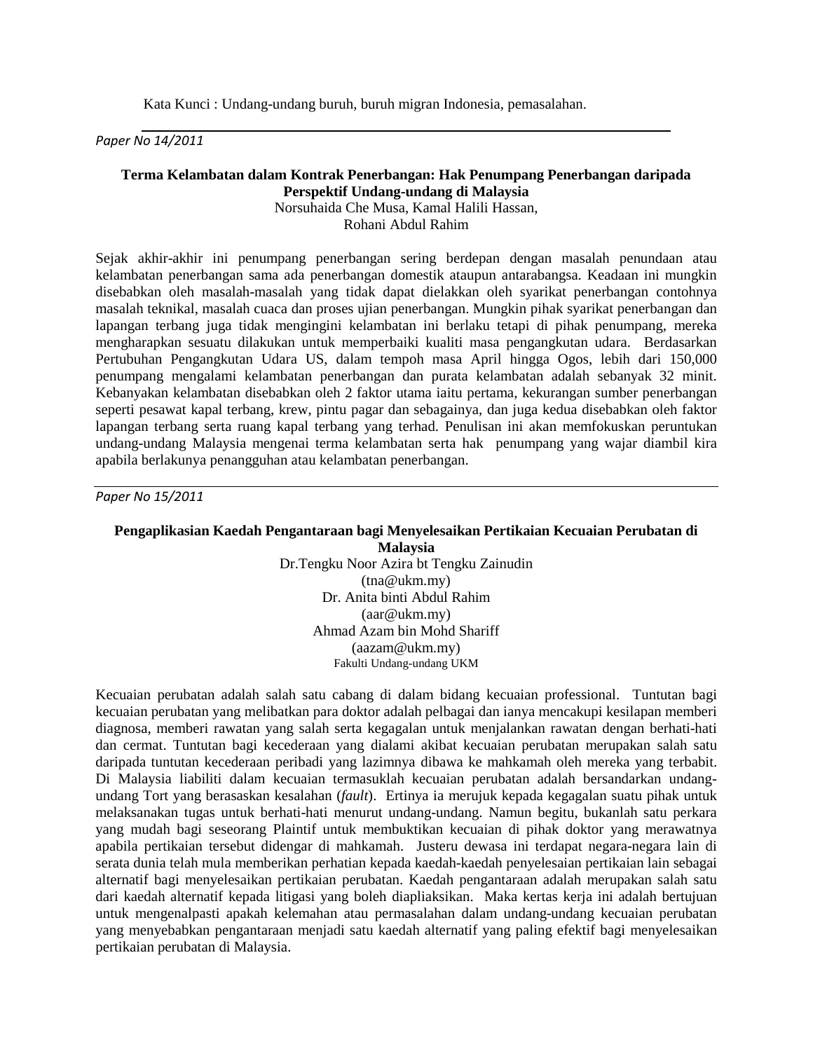Kata Kunci : Undang-undang buruh, buruh migran Indonesia, pemasalahan.

---

*Paper No 14/2011*

**Terma Kelambatan dalam Kontrak Penerbangan: Hak Penumpang Penerbangan daripada Perspektif Undang-undang di Malaysia**

Norsuhaida Che Musa, Kamal Halili Hassan,
Rohani Abdul Rahim

Sejak akhir-akhir ini penumpang penerbangan sering berdepan dengan masalah penundaan atau kelambatan penerbangan sama ada penerbangan domestik ataupun antarabangsa. Keadaan ini mungkin disebabkan oleh masalah-masalah yang tidak dapat dielakkan oleh syarikat penerbangan contohnya masalah teknikal, masalah cuaca dan proses ujian penerbangan. Mungkin pihak syarikat penerbangan dan lapangan terbang juga tidak mengingini kelambatan ini berlaku tetapi di pihak penumpang, mereka mengharapkan sesuatu dilakukan untuk memperbaiki kualiti masa pengangkutan udara. Berdasarkan Pertubuhan Pengangkutan Udara US, dalam tempoh masa April hingga Ogos, lebih dari 150,000 penumpang mengalami kelambatan penerbangan dan purata kelambatan adalah sebanyak 32 minit. Kebanyakan kelambatan disebabkan oleh 2 faktor utama iaitu pertama, kekurangan sumber penerbangan seperti pesawat kapal terbang, krew, pintu pagar dan sebagainya, dan juga kedua disebabkan oleh faktor lapangan terbang serta ruang kapal terbang yang terhad. Penulisan ini akan memfokuskan peruntukan undang-undang Malaysia mengenai terma kelambatan serta hak penumpang yang wajar diambil kira apabila berlakunya penangguhan atau kelambatan penerbangan.

---

*Paper No 15/2011*

**Pengaplikasian Kaedah Pengantaraan bagi Menyelesaikan Pertikaian Kecuaian Perubatan di Malaysia**

Dr.Tengku Noor Azira bt Tengku Zainudin
(tna@ukm.my)
Dr. Anita binti Abdul Rahim
(aar@ukm.my)
Ahmad Azam bin Mohd Shariff
(aazam@ukm.my)
Fakulti Undang-undang UKM

Kecuaian perubatan adalah salah satu cabang di dalam bidang kecuaian professional. Tuntutan bagi kecuaian perubatan yang melibatkan para doktor adalah pelbagai dan ianya mencakupi kesilapan memberi diagnosa, memberi rawatan yang salah serta kegagalan untuk menjalankan rawatan dengan berhati-hati dan cermat. Tuntutan bagi kecederaan yang dialami akibat kecuaian perubatan merupakan salah satu daripada tuntutan kecederaan peribadi yang lazimnya dibawa ke mahkamah oleh mereka yang terbabit. Di Malaysia liabiliti dalam kecuaian termasuklah kecuaian perubatan adalah bersandarkan undang-undang Tort yang berasaskan kesalahan (*fault*). Ertinya ia merujuk kepada kegagalan suatu pihak untuk melaksanakan tugas untuk berhati-hati menurut undang-undang. Namun begitu, bukanlah satu perkara yang mudah bagi seseorang Plaintif untuk membuktikan kecuaian di pihak doktor yang merawatnya apabila pertikaian tersebut didengar di mahkamah. Justeru dewasa ini terdapat negara-negara lain di serata dunia telah mula memberikan perhatian kepada kaedah-kaedah penyelesaian pertikaian lain sebagai alternatif bagi menyelesaikan pertikaian perubatan. Kaedah pengantaraan adalah merupakan salah satu dari kaedah alternatif kepada litigasi yang boleh diapliaksikan. Maka kertas kerja ini adalah bertujuan untuk mengenalpasti apakah kelemahan atau permasalahan dalam undang-undang kecuaian perubatan yang menyebabkan pengantaraan menjadi satu kaedah alternatif yang paling efektif bagi menyelesaikan pertikaian perubatan di Malaysia.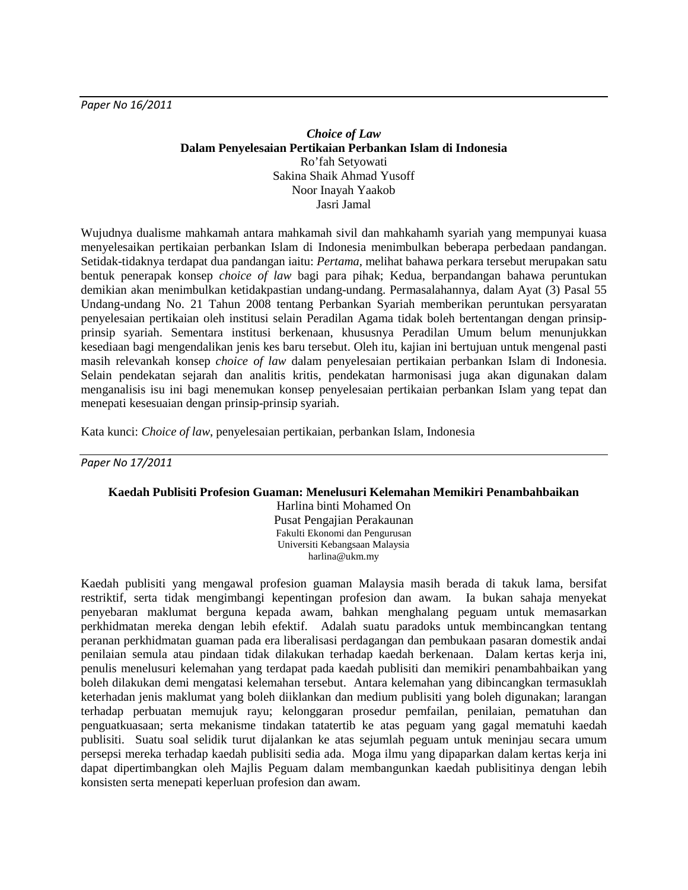*Paper No 16/2011*

### *Choice of Law* Dalam Penyelesaian Pertikaian Perbankan Islam di Indonesia

Ro'fah Setyowati
Sakina Shaik Ahmad Yusoff
Noor Inayah Yaakob
Jasri Jamal

Wujudnya dualisme mahkamah antara mahkamah sivil dan mahkahamh syariah yang mempunyai kuasa menyelesaikan pertikaian perbankan Islam di Indonesia menimbulkan beberapa perbedaan pandangan. Setidak-tidaknya terdapat dua pandangan iaitu: *Pertama*, melihat bahawa perkara tersebut merupakan satu bentuk penerapak konsep *choice of law* bagi para pihak; Kedua, berpandangan bahawa peruntukan demikian akan menimbulkan ketidakpastian undang-undang. Permasalahannya, dalam Ayat (3) Pasal 55 Undang-undang No. 21 Tahun 2008 tentang Perbankan Syariah memberikan peruntukan persyaratan penyelesaian pertikaian oleh institusi selain Peradilan Agama tidak boleh bertentangan dengan prinsip-prinsip syariah. Sementara institusi berkenaan, khususnya Peradilan Umum belum menunjukkan kesediaan bagi mengendalikan jenis kes baru tersebut. Oleh itu, kajian ini bertujuan untuk mengenal pasti masih relevankah konsep *choice of law* dalam penyelesaian pertikaian perbankan Islam di Indonesia. Selain pendekatan sejarah dan analitis kritis, pendekatan harmonisasi juga akan digunakan dalam menganalisis isu ini bagi menemukan konsep penyelesaian pertikaian perbankan Islam yang tepat dan menepati kesesuaian dengan prinsip-prinsip syariah.

Kata kunci: *Choice of law*, penyelesaian pertikaian, perbankan Islam, Indonesia

*Paper No 17/2011*

### Kaedah Publisiti Profesion Guaman: Menelusuri Kelemahan Memikiri Penambahbaikan

Harlina binti Mohamed On
Pusat Pengajian Perakaunan
Fakulti Ekonomi dan Pengurusan
Universiti Kebangsaan Malaysia
harlina@ukm.my

Kaedah publisiti yang mengawal profesion guaman Malaysia masih berada di takuk lama, bersifat restriktif, serta tidak mengimbangi kepentingan profesion dan awam. Ia bukan sahaja menyekat penyebaran maklumat berguna kepada awam, bahkan menghalang peguam untuk memasarkan perkhidmatan mereka dengan lebih efektif. Adalah suatu paradoks untuk membincangkan tentang peranan perkhidmatan guaman pada era liberalisasi perdagangan dan pembukaan pasaran domestik andai penilaian semula atau pindaan tidak dilakukan terhadap kaedah berkenaan. Dalam kertas kerja ini, penulis menelusuri kelemahan yang terdapat pada kaedah publisiti dan memikiri penambahbaikan yang boleh dilakukan demi mengatasi kelemahan tersebut. Antara kelemahan yang dibincangkan termasuklah keterhadan jenis maklumat yang boleh diiklankan dan medium publisiti yang boleh digunakan; larangan terhadap perbuatan memujuk rayu; kelonggaran prosedur pemfailan, penilaian, pematuhan dan penguatkuasaan; serta mekanisme tindakan tatatertib ke atas peguam yang gagal mematuhi kaedah publisiti. Suatu soal selidik turut dijalankan ke atas sejumlah peguam untuk meninjau secara umum persepsi mereka terhadap kaedah publisiti sedia ada. Moga ilmu yang dipaparkan dalam kertas kerja ini dapat dipertimbangkan oleh Majlis Peguam dalam membangunkan kaedah publisitinya dengan lebih konsisten serta menepati keperluan profesion dan awam.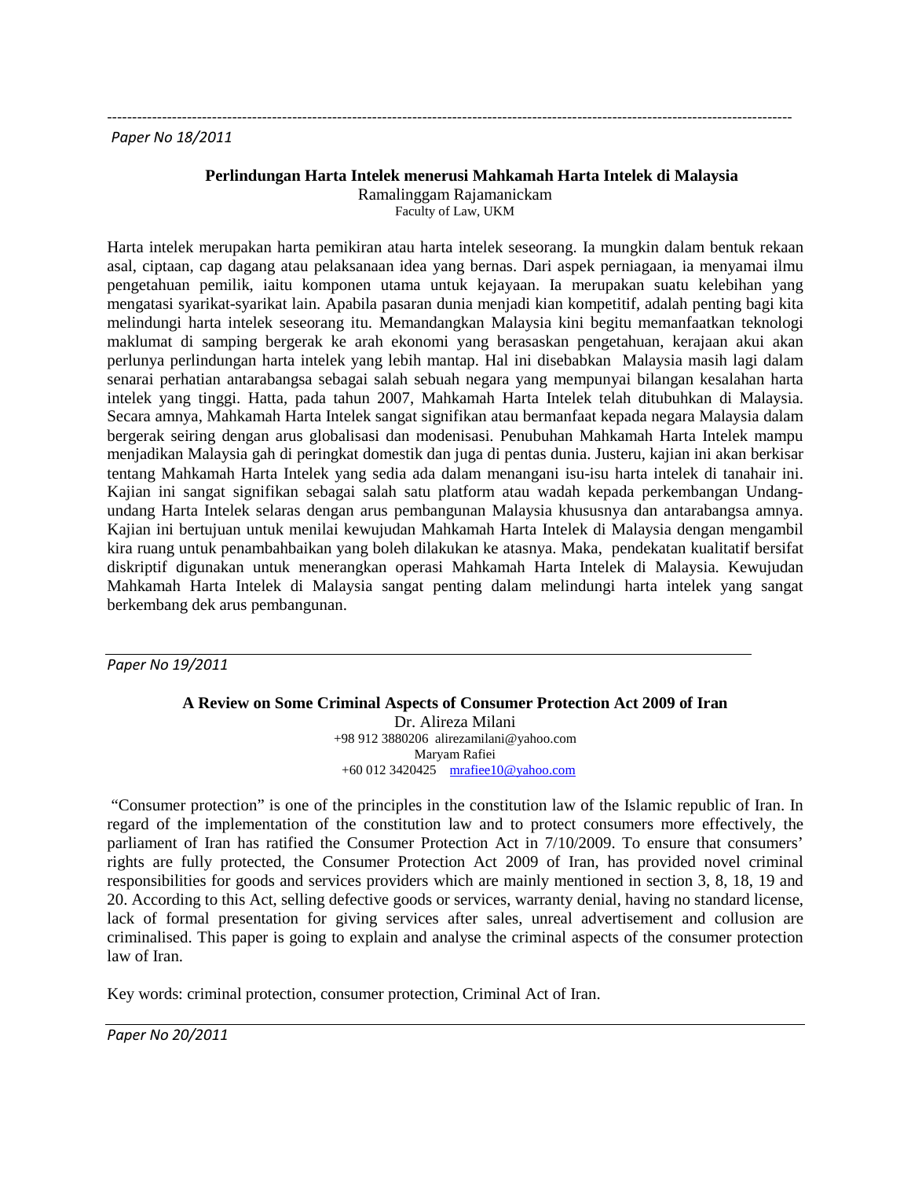*Paper No 18/2011*

**Perlindungan Harta Intelek menerusi Mahkamah Harta Intelek di Malaysia**

Ramalinggam Rajamanickam

Faculty of Law, UKM

Harta intelek merupakan harta pemikiran atau harta intelek seseorang. Ia mungkin dalam bentuk rekaan asal, ciptaan, cap dagang atau pelaksanaan idea yang bernas. Dari aspek perniagaan, ia menyamai ilmu pengetahuan pemilik, iaitu komponen utama untuk kejayaan. Ia merupakan suatu kelebihan yang mengatasi syarikat-syarikat lain. Apabila pasaran dunia menjadi kian kompetitif, adalah penting bagi kita melindungi harta intelek seseorang itu. Memandangkan Malaysia kini begitu memanfaatkan teknologi maklumat di samping bergerak ke arah ekonomi yang berasaskan pengetahuan, kerajaan akui akan perlunya perlindungan harta intelek yang lebih mantap. Hal ini disebabkan Malaysia masih lagi dalam senarai perhatian antarabangsa sebagai salah sebuah negara yang mempunyai bilangan kesalahan harta intelek yang tinggi. Hatta, pada tahun 2007, Mahkamah Harta Intelek telah ditubuhkan di Malaysia. Secara amnya, Mahkamah Harta Intelek sangat signifikan atau bermanfaat kepada negara Malaysia dalam bergerak seiring dengan arus globalisasi dan modenisasi. Penubuhan Mahkamah Harta Intelek mampu menjadikan Malaysia gah di peringkat domestik dan juga di pentas dunia. Justeru, kajian ini akan berkisar tentang Mahkamah Harta Intelek yang sedia ada dalam menangani isu-isu harta intelek di tanahair ini. Kajian ini sangat signifikan sebagai salah satu platform atau wadah kepada perkembangan Undang-undang Harta Intelek selaras dengan arus pembangunan Malaysia khususnya dan antarabangsa amnya. Kajian ini bertujuan untuk menilai kewujudan Mahkamah Harta Intelek di Malaysia dengan mengambil kira ruang untuk penambahbaikan yang boleh dilakukan ke atasnya. Maka, pendekatan kualitatif bersifat diskriptif digunakan untuk menerangkan operasi Mahkamah Harta Intelek di Malaysia. Kewujudan Mahkamah Harta Intelek di Malaysia sangat penting dalam melindungi harta intelek yang sangat berkembang dek arus pembangunan.

---

*Paper No 19/2011*

**A Review on Some Criminal Aspects of Consumer Protection Act 2009 of Iran**

Dr. Alireza Milani

+98 912 3880206 alirezamilani@yahoo.com

Maryam Rafiei

+60 012 3420425 mrafiee10@yahoo.com

"Consumer protection" is one of the principles in the constitution law of the Islamic republic of Iran. In regard of the implementation of the constitution law and to protect consumers more effectively, the parliament of Iran has ratified the Consumer Protection Act in 7/10/2009. To ensure that consumers' rights are fully protected, the Consumer Protection Act 2009 of Iran, has provided novel criminal responsibilities for goods and services providers which are mainly mentioned in section 3, 8, 18, 19 and 20. According to this Act, selling defective goods or services, warranty denial, having no standard license, lack of formal presentation for giving services after sales, unreal advertisement and collusion are criminalised. This paper is going to explain and analyse the criminal aspects of the consumer protection law of Iran.

Key words: criminal protection, consumer protection, Criminal Act of Iran.

---

*Paper No 20/2011*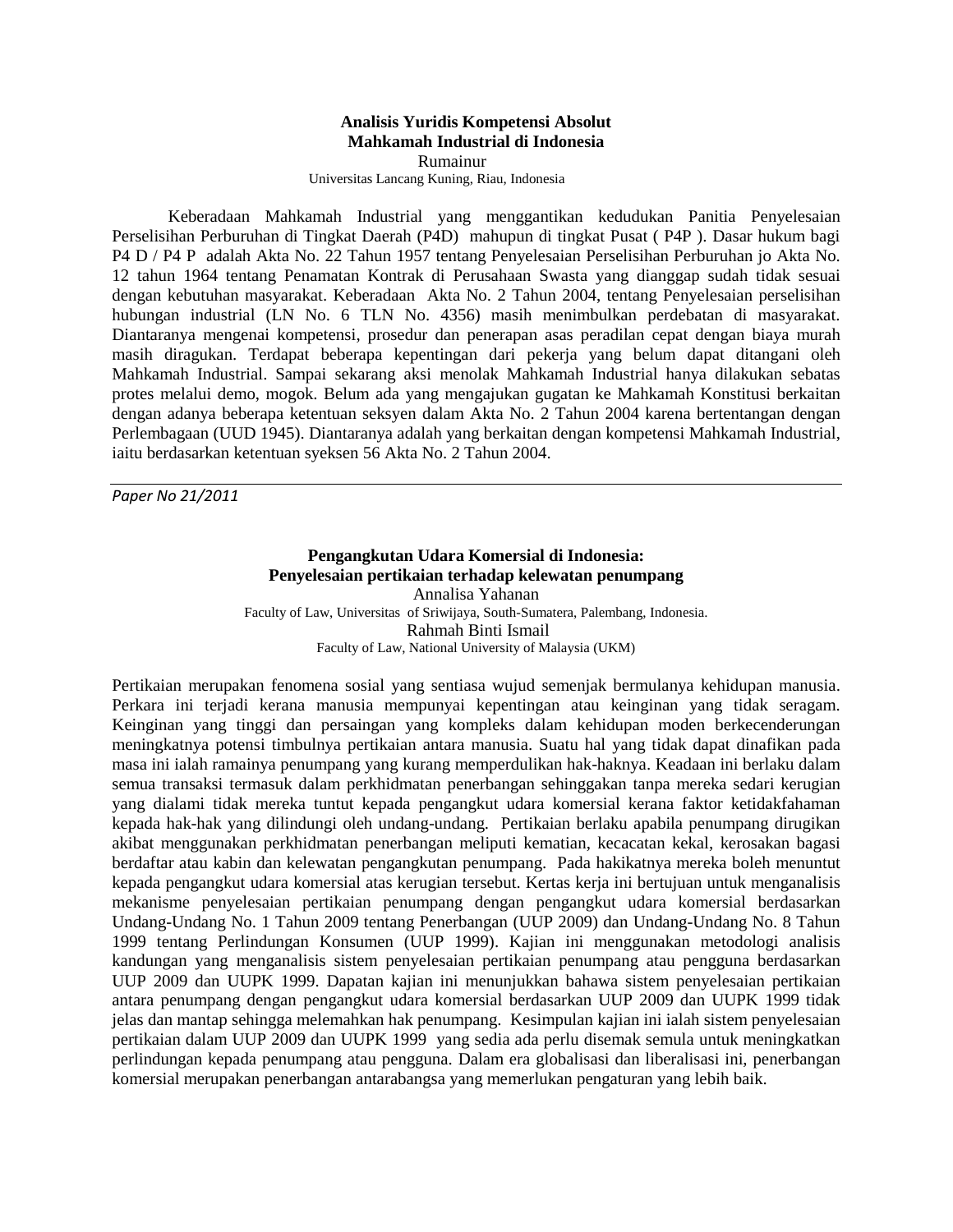**Analisis Yuridis Kompetensi Absolut**
**Mahkamah Industrial di Indonesia**

Rumainur

Universitas Lancang Kuning, Riau, Indonesia

Keberadaan Mahkamah Industrial yang menggantikan kedudukan Panitia Penyelesaian Perselisihan Perburuhan di Tingkat Daerah (P4D) mahupun di tingkat Pusat ( P4P ). Dasar hukum bagi P4 D / P4 P adalah Akta No. 22 Tahun 1957 tentang Penyelesaian Perselisihan Perburuhan jo Akta No. 12 tahun 1964 tentang Penamatan Kontrak di Perusahaan Swasta yang dianggap sudah tidak sesuai dengan kebutuhan masyarakat. Keberadaan Akta No. 2 Tahun 2004, tentang Penyelesaian perselisihan hubungan industrial (LN No. 6 TLN No. 4356) masih menimbulkan perdebatan di masyarakat. Diantaranya mengenai kompetensi, prosedur dan penerapan asas peradilan cepat dengan biaya murah masih diragukan. Terdapat beberapa kepentingan dari pekerja yang belum dapat ditangani oleh Mahkamah Industrial. Sampai sekarang aksi menolak Mahkamah Industrial hanya dilakukan sebatas protes melalui demo, mogok. Belum ada yang mengajukan gugatan ke Mahkamah Konstitusi berkaitan dengan adanya beberapa ketentuan seksyen dalam Akta No. 2 Tahun 2004 karena bertentangan dengan Perlembagaan (UUD 1945). Diantaranya adalah yang berkaitan dengan kompetensi Mahkamah Industrial, iaitu berdasarkan ketentuan syeksen 56 Akta No. 2 Tahun 2004.

---

*Paper No 21/2011*

**Pengangkutan Udara Komersial di Indonesia:**
**Penyelesaian pertikaian terhadap kelewatan penumpang**

Annalisa Yahanan

Faculty of Law, Universitas of Sriwijaya, South-Sumatera, Palembang, Indonesia.

Rahmah Binti Ismail

Faculty of Law, National University of Malaysia (UKM)

Pertikaian merupakan fenomena sosial yang sentiasa wujud semenjak bermulanya kehidupan manusia. Perkara ini terjadi kerana manusia mempunyai kepentingan atau keinginan yang tidak seragam. Keinginan yang tinggi dan persaingan yang kompleks dalam kehidupan moden berkecenderungan meningkatnya potensi timbulnya pertikaian antara manusia. Suatu hal yang tidak dapat dinafikan pada masa ini ialah ramainya penumpang yang kurang memperdulikan hak-haknya. Keadaan ini berlaku dalam semua transaksi termasuk dalam perkhidmatan penerbangan sehinggakan tanpa mereka sedari kerugian yang dialami tidak mereka tuntut kepada pengangkut udara komersial kerana faktor ketidakfahaman kepada hak-hak yang dilindungi oleh undang-undang. Pertikaian berlaku apabila penumpang dirugikan akibat menggunakan perkhidmatan penerbangan meliputi kematian, kecacatan kekal, kerosakan bagasi berdaftar atau kabin dan kelewatan pengangkutan penumpang. Pada hakikatnya mereka boleh menuntut kepada pengangkut udara komersial atas kerugian tersebut. Kertas kerja ini bertujuan untuk menganalisis mekanisme penyelesaian pertikaian penumpang dengan pengangkut udara komersial berdasarkan Undang-Undang No. 1 Tahun 2009 tentang Penerbangan (UUP 2009) dan Undang-Undang No. 8 Tahun 1999 tentang Perlindungan Konsumen (UUP 1999). Kajian ini menggunakan metodologi analisis kandungan yang menganalisis sistem penyelesaian pertikaian penumpang atau pengguna berdasarkan UUP 2009 dan UUPK 1999. Dapatan kajian ini menunjukkan bahawa sistem penyelesaian pertikaian antara penumpang dengan pengangkut udara komersial berdasarkan UUP 2009 dan UUPK 1999 tidak jelas dan mantap sehingga melemahkan hak penumpang. Kesimpulan kajian ini ialah sistem penyelesaian pertikaian dalam UUP 2009 dan UUPK 1999 yang sedia ada perlu disemak semula untuk meningkatkan perlindungan kepada penumpang atau pengguna. Dalam era globalisasi dan liberalisasi ini, penerbangan komersial merupakan penerbangan antarabangsa yang memerlukan pengaturan yang lebih baik.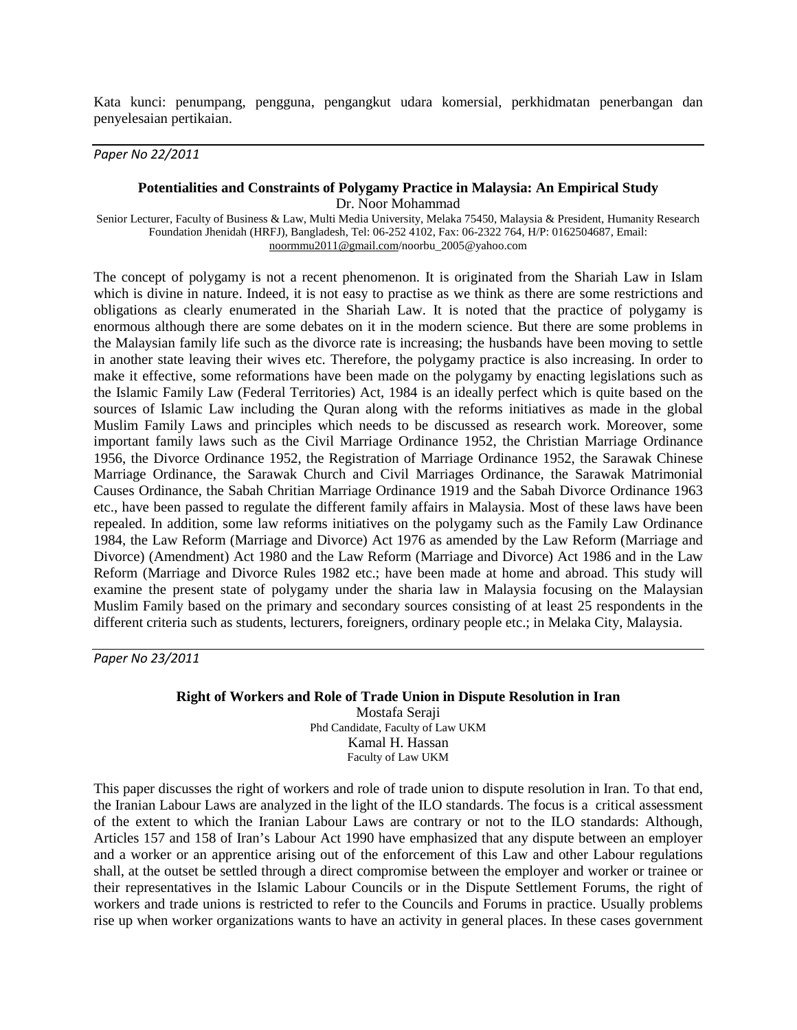Kata kunci: penumpang, pengguna, pengangkut udara komersial, perkhidmatan penerbangan dan penyelesaian pertikaian.

---

*Paper No 22/2011*

### Potentialities and Constraints of Polygamy Practice in Malaysia: An Empirical Study

Dr. Noor Mohammad

Senior Lecturer, Faculty of Business & Law, Multi Media University, Melaka 75450, Malaysia & President, Humanity Research Foundation Jhenidah (HRFJ), Bangladesh, Tel: 06-252 4102, Fax: 06-2322 764, H/P: 0162504687, Email: noormmu2011@gmail.com/noorbu_2005@yahoo.com

The concept of polygamy is not a recent phenomenon. It is originated from the Shariah Law in Islam which is divine in nature. Indeed, it is not easy to practise as we think as there are some restrictions and obligations as clearly enumerated in the Shariah Law. It is noted that the practice of polygamy is enormous although there are some debates on it in the modern science. But there are some problems in the Malaysian family life such as the divorce rate is increasing; the husbands have been moving to settle in another state leaving their wives etc. Therefore, the polygamy practice is also increasing. In order to make it effective, some reformations have been made on the polygamy by enacting legislations such as the Islamic Family Law (Federal Territories) Act, 1984 is an ideally perfect which is quite based on the sources of Islamic Law including the Quran along with the reforms initiatives as made in the global Muslim Family Laws and principles which needs to be discussed as research work. Moreover, some important family laws such as the Civil Marriage Ordinance 1952, the Christian Marriage Ordinance 1956, the Divorce Ordinance 1952, the Registration of Marriage Ordinance 1952, the Sarawak Chinese Marriage Ordinance, the Sarawak Church and Civil Marriages Ordinance, the Sarawak Matrimonial Causes Ordinance, the Sabah Chritian Marriage Ordinance 1919 and the Sabah Divorce Ordinance 1963 etc., have been passed to regulate the different family affairs in Malaysia. Most of these laws have been repealed. In addition, some law reforms initiatives on the polygamy such as the Family Law Ordinance 1984, the Law Reform (Marriage and Divorce) Act 1976 as amended by the Law Reform (Marriage and Divorce) (Amendment) Act 1980 and the Law Reform (Marriage and Divorce) Act 1986 and in the Law Reform (Marriage and Divorce Rules 1982 etc.; have been made at home and abroad. This study will examine the present state of polygamy under the sharia law in Malaysia focusing on the Malaysian Muslim Family based on the primary and secondary sources consisting of at least 25 respondents in the different criteria such as students, lecturers, foreigners, ordinary people etc.; in Melaka City, Malaysia.

---

*Paper No 23/2011*

### Right of Workers and Role of Trade Union in Dispute Resolution in Iran

Mostafa Seraji
Phd Candidate, Faculty of Law UKM
Kamal H. Hassan
Faculty of Law UKM

This paper discusses the right of workers and role of trade union to dispute resolution in Iran. To that end, the Iranian Labour Laws are analyzed in the light of the ILO standards. The focus is a critical assessment of the extent to which the Iranian Labour Laws are contrary or not to the ILO standards: Although, Articles 157 and 158 of Iran's Labour Act 1990 have emphasized that any dispute between an employer and a worker or an apprentice arising out of the enforcement of this Law and other Labour regulations shall, at the outset be settled through a direct compromise between the employer and worker or trainee or their representatives in the Islamic Labour Councils or in the Dispute Settlement Forums, the right of workers and trade unions is restricted to refer to the Councils and Forums in practice. Usually problems rise up when worker organizations wants to have an activity in general places. In these cases government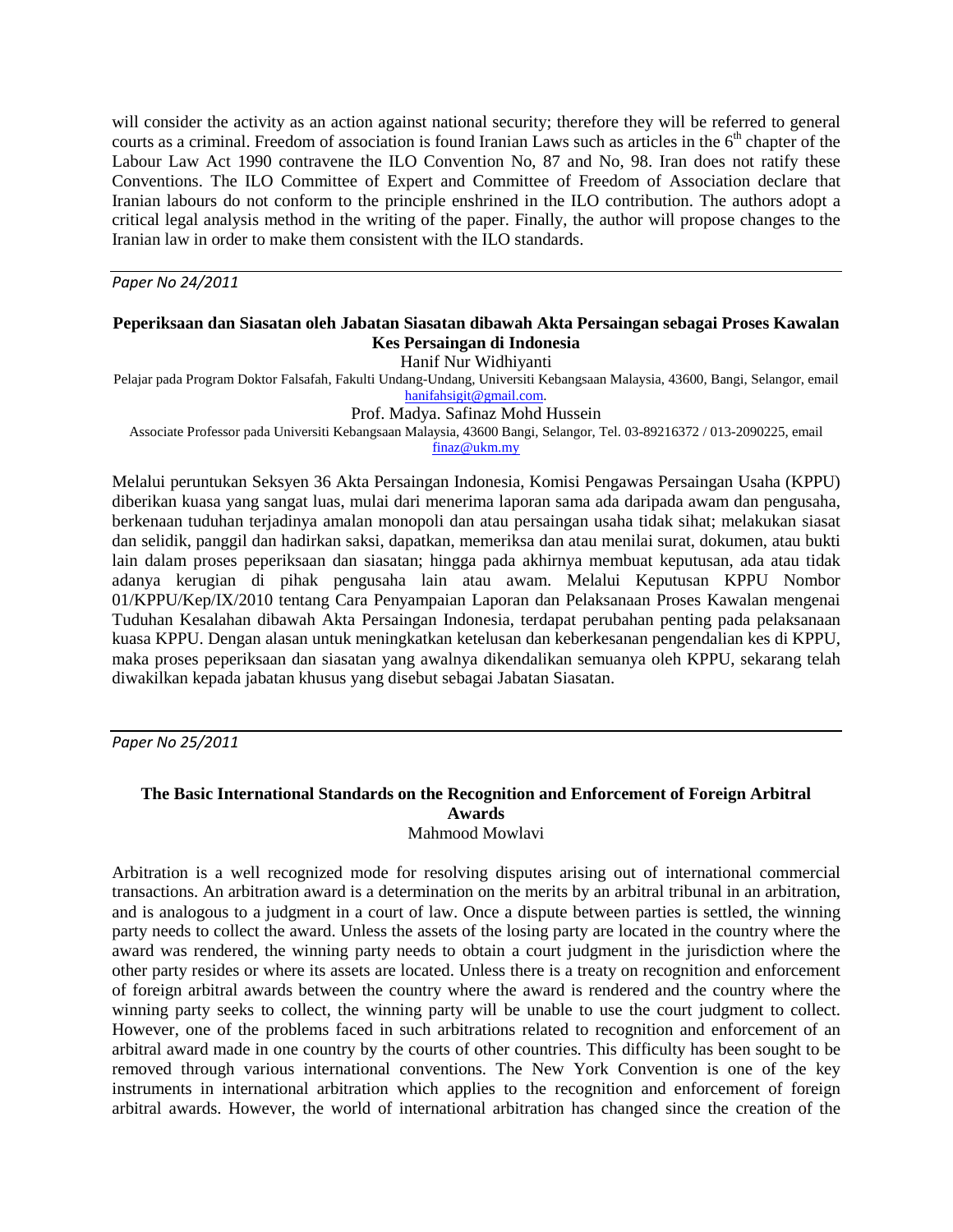will consider the activity as an action against national security; therefore they will be referred to general courts as a criminal. Freedom of association is found Iranian Laws such as articles in the 6th chapter of the Labour Law Act 1990 contravene the ILO Convention No, 87 and No, 98. Iran does not ratify these Conventions. The ILO Committee of Expert and Committee of Freedom of Association declare that Iranian labours do not conform to the principle enshrined in the ILO contribution. The authors adopt a critical legal analysis method in the writing of the paper. Finally, the author will propose changes to the Iranian law in order to make them consistent with the ILO standards.

---

*Paper No 24/2011*

**Peperiksaan dan Siasatan oleh Jabatan Siasatan dibawah Akta Persaingan sebagai Proses Kawalan Kes Persaingan di Indonesia**

Hanif Nur Widhiyanti

Pelajar pada Program Doktor Falsafah, Fakulti Undang-Undang, Universiti Kebangsaan Malaysia, 43600, Bangi, Selangor, email hanifahsigit@gmail.com.

Prof. Madya. Safinaz Mohd Hussein

Associate Professor pada Universiti Kebangsaan Malaysia, 43600 Bangi, Selangor, Tel. 03-89216372 / 013-2090225, email finaz@ukm.my

Melalui peruntukan Seksyen 36 Akta Persaingan Indonesia, Komisi Pengawas Persaingan Usaha (KPPU) diberikan kuasa yang sangat luas, mulai dari menerima laporan sama ada daripada awam dan pengusaha, berkenaan tuduhan terjadinya amalan monopoli dan atau persaingan usaha tidak sihat; melakukan siasat dan selidik, panggil dan hadirkan saksi, dapatkan, memeriksa dan atau menilai surat, dokumen, atau bukti lain dalam proses peperiksaan dan siasatan; hingga pada akhirnya membuat keputusan, ada atau tidak adanya kerugian di pihak pengusaha lain atau awam. Melalui Keputusan KPPU Nombor 01/KPPU/Kep/IX/2010 tentang Cara Penyampaian Laporan dan Pelaksanaan Proses Kawalan mengenai Tuduhan Kesalahan dibawah Akta Persaingan Indonesia, terdapat perubahan penting pada pelaksanaan kuasa KPPU. Dengan alasan untuk meningkatkan ketelusan dan keberkesanan pengendalian kes di KPPU, maka proses peperiksaan dan siasatan yang awalnya dikendalikan semuanya oleh KPPU, sekarang telah diwakilkan kepada jabatan khusus yang disebut sebagai Jabatan Siasatan.

---

*Paper No 25/2011*

**The Basic International Standards on the Recognition and Enforcement of Foreign Arbitral Awards**

Mahmood Mowlavi

Arbitration is a well recognized mode for resolving disputes arising out of international commercial transactions. An arbitration award is a determination on the merits by an arbitral tribunal in an arbitration, and is analogous to a judgment in a court of law. Once a dispute between parties is settled, the winning party needs to collect the award. Unless the assets of the losing party are located in the country where the award was rendered, the winning party needs to obtain a court judgment in the jurisdiction where the other party resides or where its assets are located. Unless there is a treaty on recognition and enforcement of foreign arbitral awards between the country where the award is rendered and the country where the winning party seeks to collect, the winning party will be unable to use the court judgment to collect. However, one of the problems faced in such arbitrations related to recognition and enforcement of an arbitral award made in one country by the courts of other countries. This difficulty has been sought to be removed through various international conventions. The New York Convention is one of the key instruments in international arbitration which applies to the recognition and enforcement of foreign arbitral awards. However, the world of international arbitration has changed since the creation of the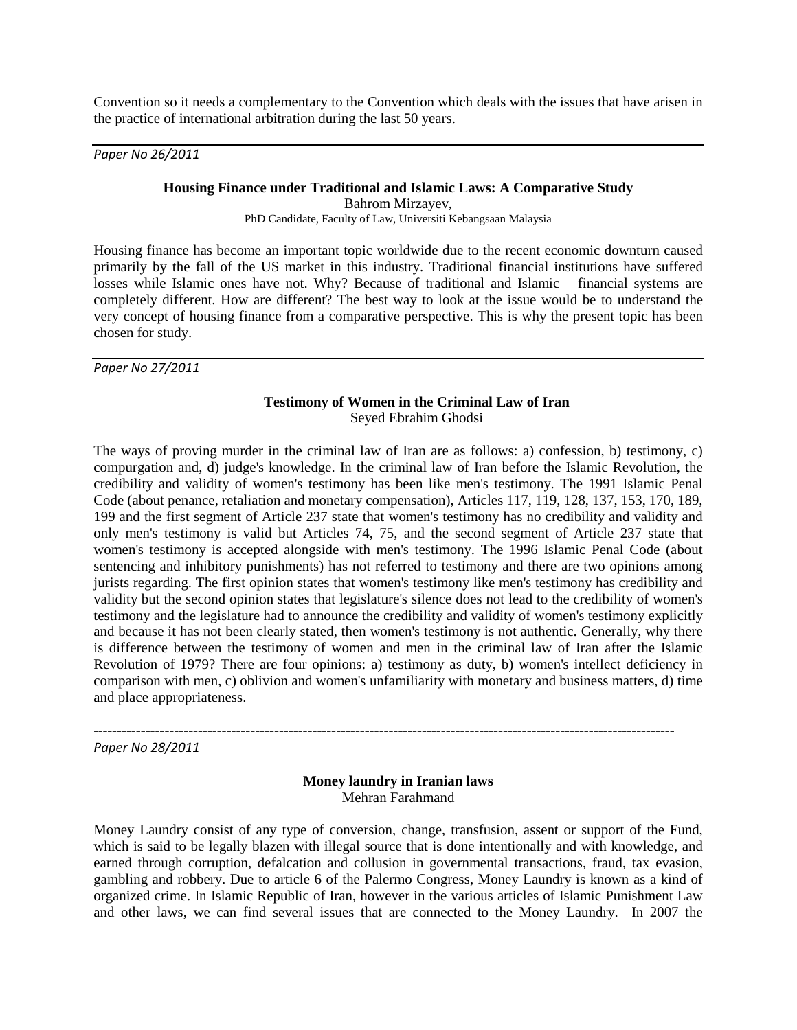Convention so it needs a complementary to the Convention which deals with the issues that have arisen in the practice of international arbitration during the last 50 years.

---

*Paper No 26/2011*

**Housing Finance under Traditional and Islamic Laws: A Comparative Study**

Bahrom Mirzayev,

PhD Candidate, Faculty of Law, Universiti Kebangsaan Malaysia

Housing finance has become an important topic worldwide due to the recent economic downturn caused primarily by the fall of the US market in this industry. Traditional financial institutions have suffered losses while Islamic ones have not. Why? Because of traditional and Islamic financial systems are completely different. How are different? The best way to look at the issue would be to understand the very concept of housing finance from a comparative perspective. This is why the present topic has been chosen for study.

---

*Paper No 27/2011*

**Testimony of Women in the Criminal Law of Iran**

Seyed Ebrahim Ghodsi

The ways of proving murder in the criminal law of Iran are as follows: a) confession, b) testimony, c) compurgation and, d) judge's knowledge. In the criminal law of Iran before the Islamic Revolution, the credibility and validity of women's testimony has been like men's testimony. The 1991 Islamic Penal Code (about penance, retaliation and monetary compensation), Articles 117, 119, 128, 137, 153, 170, 189, 199 and the first segment of Article 237 state that women's testimony has no credibility and validity and only men's testimony is valid but Articles 74, 75, and the second segment of Article 237 state that women's testimony is accepted alongside with men's testimony. The 1996 Islamic Penal Code (about sentencing and inhibitory punishments) has not referred to testimony and there are two opinions among jurists regarding. The first opinion states that women's testimony like men's testimony has credibility and validity but the second opinion states that legislature's silence does not lead to the credibility of women's testimony and the legislature had to announce the credibility and validity of women's testimony explicitly and because it has not been clearly stated, then women's testimony is not authentic. Generally, why there is difference between the testimony of women and men in the criminal law of Iran after the Islamic Revolution of 1979? There are four opinions: a) testimony as duty, b) women's intellect deficiency in comparison with men, c) oblivion and women's unfamiliarity with monetary and business matters, d) time and place appropriateness.

---

*Paper No 28/2011*

**Money laundry in Iranian laws**

Mehran Farahmand

Money Laundry consist of any type of conversion, change, transfusion, assent or support of the Fund, which is said to be legally blazen with illegal source that is done intentionally and with knowledge, and earned through corruption, defalcation and collusion in governmental transactions, fraud, tax evasion, gambling and robbery. Due to article 6 of the Palermo Congress, Money Laundry is known as a kind of organized crime. In Islamic Republic of Iran, however in the various articles of Islamic Punishment Law and other laws, we can find several issues that are connected to the Money Laundry. In 2007 the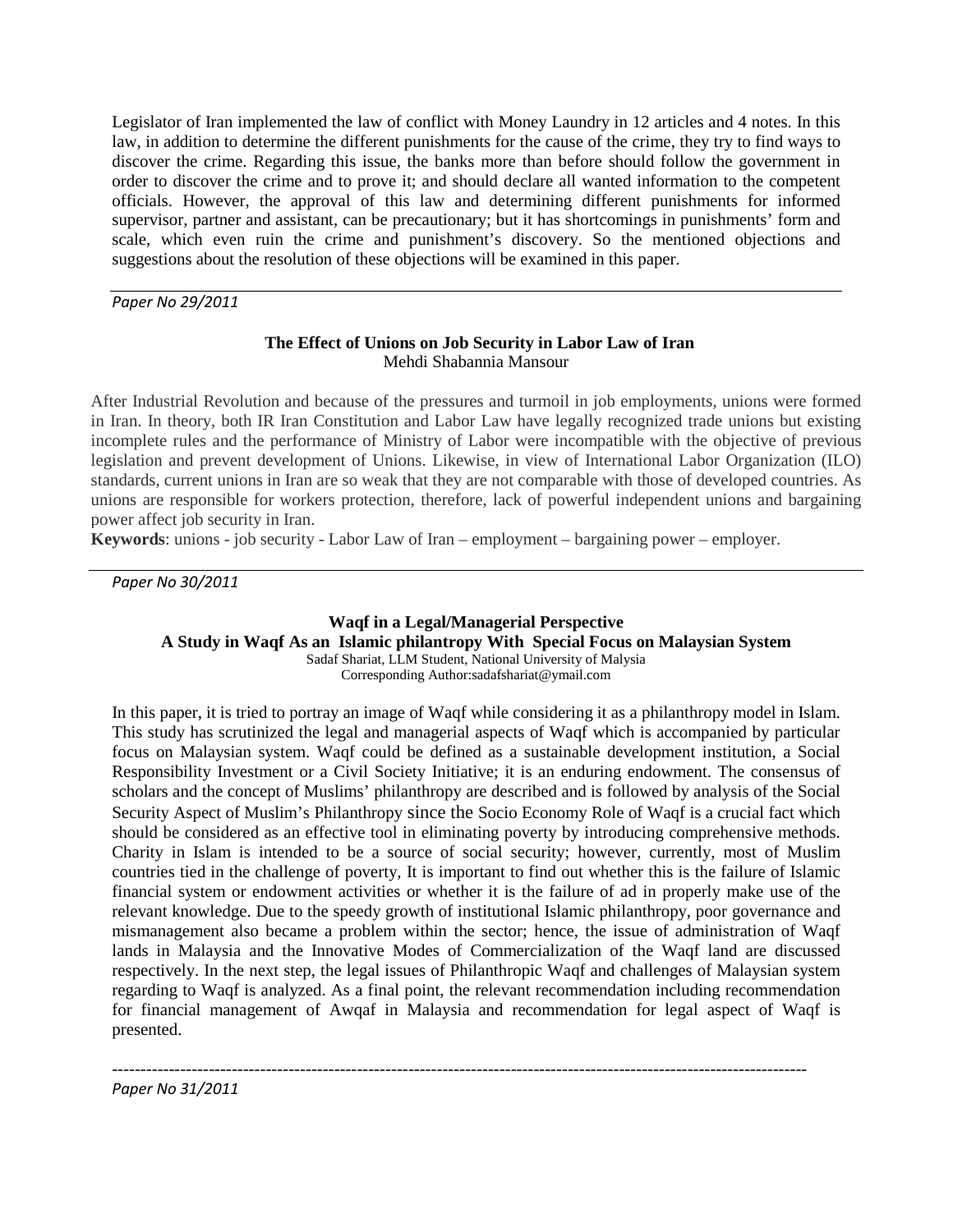Legislator of Iran implemented the law of conflict with Money Laundry in 12 articles and 4 notes. In this law, in addition to determine the different punishments for the cause of the crime, they try to find ways to discover the crime. Regarding this issue, the banks more than before should follow the government in order to discover the crime and to prove it; and should declare all wanted information to the competent officials. However, the approval of this law and determining different punishments for informed supervisor, partner and assistant, can be precautionary; but it has shortcomings in punishments' form and scale, which even ruin the crime and punishment's discovery. So the mentioned objections and suggestions about the resolution of these objections will be examined in this paper.

---

*Paper No 29/2011*

**The Effect of Unions on Job Security in Labor Law of Iran**

Mehdi Shabannia Mansour

After Industrial Revolution and because of the pressures and turmoil in job employments, unions were formed in Iran. In theory, both IR Iran Constitution and Labor Law have legally recognized trade unions but existing incomplete rules and the performance of Ministry of Labor were incompatible with the objective of previous legislation and prevent development of Unions. Likewise, in view of International Labor Organization (ILO) standards, current unions in Iran are so weak that they are not comparable with those of developed countries. As unions are responsible for workers protection, therefore, lack of powerful independent unions and bargaining power affect job security in Iran.

**Keywords**: unions - job security - Labor Law of Iran – employment – bargaining power – employer.

---

*Paper No 30/2011*

**Waqf in a Legal/Managerial Perspective**

**A Study in Waqf As an Islamic philantropy With Special Focus on Malaysian System**

Sadaf Shariat, LLM Student, National University of Malysia

Corresponding Author:sadafshariat@ymail.com

In this paper, it is tried to portray an image of Waqf while considering it as a philanthropy model in Islam. This study has scrutinized the legal and managerial aspects of Waqf which is accompanied by particular focus on Malaysian system. Waqf could be defined as a sustainable development institution, a Social Responsibility Investment or a Civil Society Initiative; it is an enduring endowment. The consensus of scholars and the concept of Muslims' philanthropy are described and is followed by analysis of the Social Security Aspect of Muslim's Philanthropy since the Socio Economy Role of Waqf is a crucial fact which should be considered as an effective tool in eliminating poverty by introducing comprehensive methods. Charity in Islam is intended to be a source of social security; however, currently, most of Muslim countries tied in the challenge of poverty, It is important to find out whether this is the failure of Islamic financial system or endowment activities or whether it is the failure of ad in properly make use of the relevant knowledge. Due to the speedy growth of institutional Islamic philanthropy, poor governance and mismanagement also became a problem within the sector; hence, the issue of administration of Waqf lands in Malaysia and the Innovative Modes of Commercialization of the Waqf land are discussed respectively. In the next step, the legal issues of Philanthropic Waqf and challenges of Malaysian system regarding to Waqf is analyzed. As a final point, the relevant recommendation including recommendation for financial management of Awqaf in Malaysia and recommendation for legal aspect of Waqf is presented.

---

*Paper No 31/2011*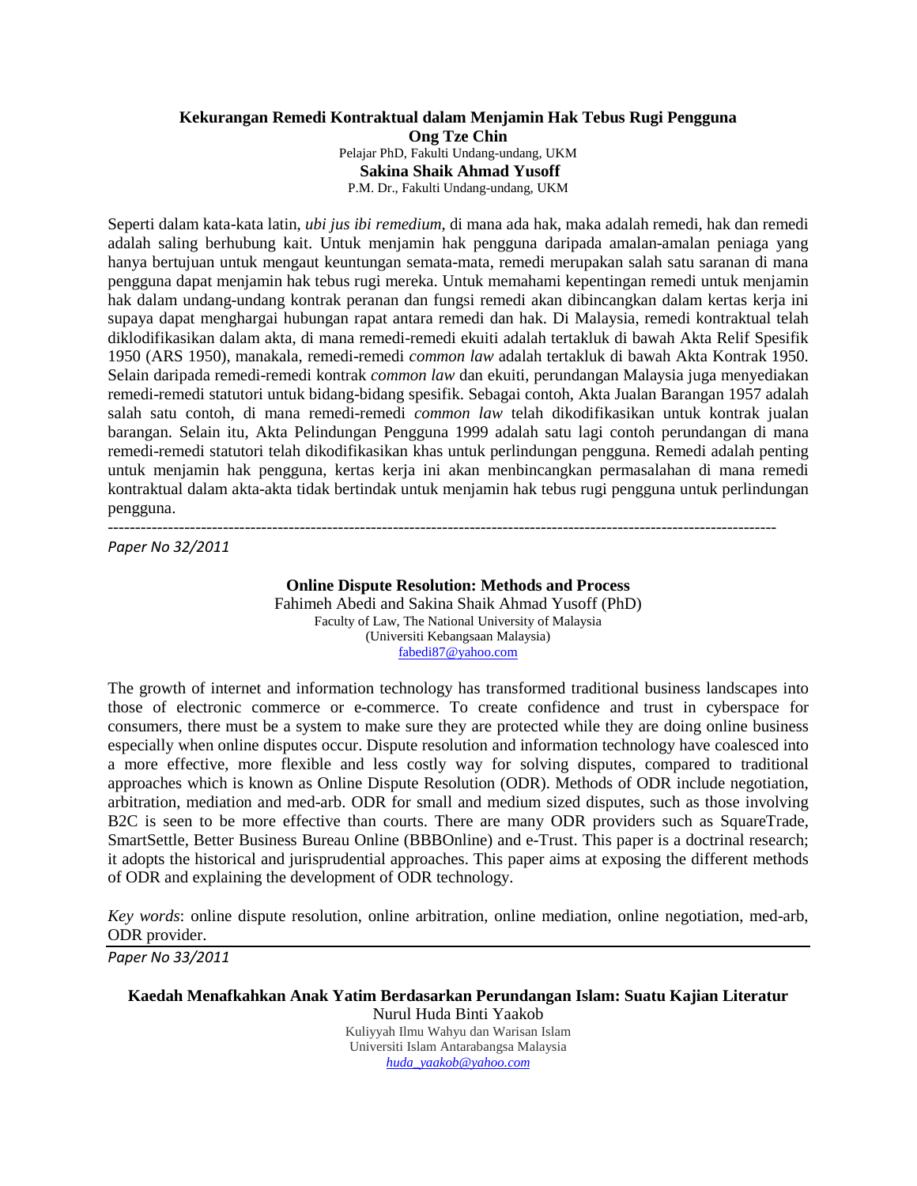**Kekurangan Remedi Kontraktual dalam Menjamin Hak Tebus Rugi Pengguna**

**Ong Tze Chin**

Pelajar PhD, Fakulti Undang-undang, UKM

**Sakina Shaik Ahmad Yusoff**

P.M. Dr., Fakulti Undang-undang, UKM

Seperti dalam kata-kata latin, *ubi jus ibi remedium*, di mana ada hak, maka adalah remedi, hak dan remedi adalah saling berhubung kait. Untuk menjamin hak pengguna daripada amalan-amalan peniaga yang hanya bertujuan untuk mengaut keuntungan semata-mata, remedi merupakan salah satu saranan di mana pengguna dapat menjamin hak tebus rugi mereka. Untuk memahami kepentingan remedi untuk menjamin hak dalam undang-undang kontrak peranan dan fungsi remedi akan dibincangkan dalam kertas kerja ini supaya dapat menghargai hubungan rapat antara remedi dan hak. Di Malaysia, remedi kontraktual telah diklodifikasikan dalam akta, di mana remedi-remedi ekuiti adalah tertakluk di bawah Akta Relif Spesifik 1950 (ARS 1950), manakala, remedi-remedi *common law* adalah tertakluk di bawah Akta Kontrak 1950. Selain daripada remedi-remedi kontrak *common law* dan ekuiti, perundangan Malaysia juga menyediakan remedi-remedi statutori untuk bidang-bidang spesifik. Sebagai contoh, Akta Jualan Barangan 1957 adalah salah satu contoh, di mana remedi-remedi *common law* telah dikodifikasikan untuk kontrak jualan barangan. Selain itu, Akta Pelindungan Pengguna 1999 adalah satu lagi contoh perundangan di mana remedi-remedi statutori telah dikodifikasikan khas untuk perlindungan pengguna. Remedi adalah penting untuk menjamin hak pengguna, kertas kerja ini akan menbincangkan permasalahan di mana remedi kontraktual dalam akta-akta tidak bertindak untuk menjamin hak tebus rugi pengguna untuk perlindungan pengguna.

---

*Paper No 32/2011*

**Online Dispute Resolution: Methods and Process**

Fahimeh Abedi and Sakina Shaik Ahmad Yusoff (PhD)

Faculty of Law, The National University of Malaysia

(Universiti Kebangsaan Malaysia)

fabedi87@yahoo.com

The growth of internet and information technology has transformed traditional business landscapes into those of electronic commerce or e-commerce. To create confidence and trust in cyberspace for consumers, there must be a system to make sure they are protected while they are doing online business especially when online disputes occur. Dispute resolution and information technology have coalesced into a more effective, more flexible and less costly way for solving disputes, compared to traditional approaches which is known as Online Dispute Resolution (ODR). Methods of ODR include negotiation, arbitration, mediation and med-arb. ODR for small and medium sized disputes, such as those involving B2C is seen to be more effective than courts. There are many ODR providers such as SquareTrade, SmartSettle, Better Business Bureau Online (BBBOnline) and e-Trust. This paper is a doctrinal research; it adopts the historical and jurisprudential approaches. This paper aims at exposing the different methods of ODR and explaining the development of ODR technology.

*Key words*: online dispute resolution, online arbitration, online mediation, online negotiation, med-arb, ODR provider.

---

*Paper No 33/2011*

**Kaedah Menafkahkan Anak Yatim Berdasarkan Perundangan Islam: Suatu Kajian Literatur**

Nurul Huda Binti Yaakob

Kuliyyah Ilmu Wahyu dan Warisan Islam

Universiti Islam Antarabangsa Malaysia

*huda_yaakob@yahoo.com*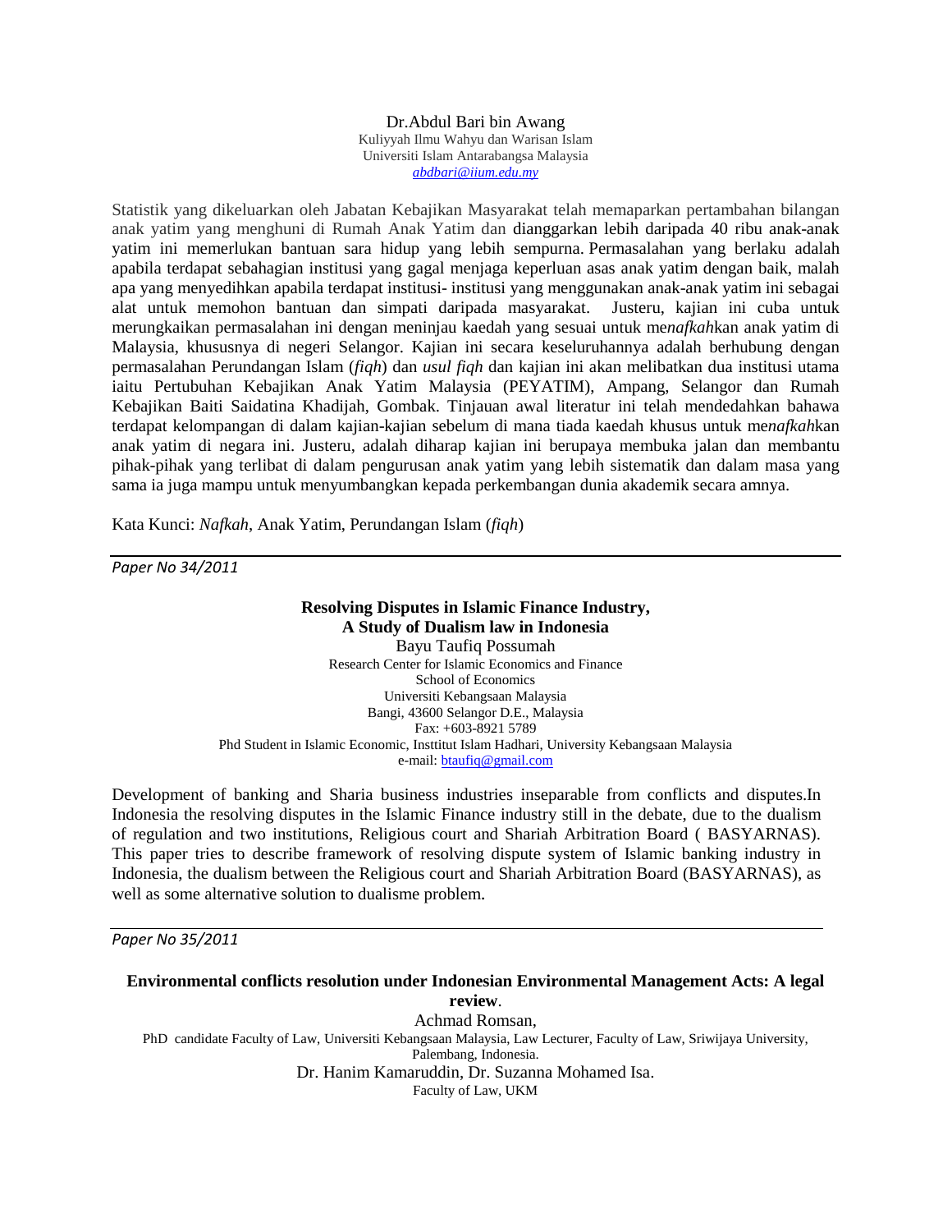Dr.Abdul Bari bin Awang
Kuliyyah Ilmu Wahyu dan Warisan Islam
Universiti Islam Antarabangsa Malaysia
*abdbari@iium.edu.my*

Statistik yang dikeluarkan oleh Jabatan Kebajikan Masyarakat telah memaparkan pertambahan bilangan anak yatim yang menghuni di Rumah Anak Yatim dan dianggarkan lebih daripada 40 ribu anak-anak yatim ini memerlukan bantuan sara hidup yang lebih sempurna. Permasalahan yang berlaku adalah apabila terdapat sebahagian institusi yang gagal menjaga keperluan asas anak yatim dengan baik, malah apa yang menyedihkan apabila terdapat institusi- institusi yang menggunakan anak-anak yatim ini sebagai alat untuk memohon bantuan dan simpati daripada masyarakat. Justeru, kajian ini cuba untuk merungkaikan permasalahan ini dengan meninjau kaedah yang sesuai untuk me*nafkah*kan anak yatim di Malaysia, khususnya di negeri Selangor. Kajian ini secara keseluruhannya adalah berhubung dengan permasalahan Perundangan Islam (*fiqh*) dan *usul fiqh* dan kajian ini akan melibatkan dua institusi utama iaitu Pertubuhan Kebajikan Anak Yatim Malaysia (PEYATIM), Ampang, Selangor dan Rumah Kebajikan Baiti Saidatina Khadijah, Gombak. Tinjauan awal literatur ini telah mendedahkan bahawa terdapat kelompangan di dalam kajian-kajian sebelum di mana tiada kaedah khusus untuk me*nafkah*kan anak yatim di negara ini. Justeru, adalah diharap kajian ini berupaya membuka jalan dan membantu pihak-pihak yang terlibat di dalam pengurusan anak yatim yang lebih sistematik dan dalam masa yang sama ia juga mampu untuk menyumbangkan kepada perkembangan dunia akademik secara amnya.

Kata Kunci: *Nafkah*, Anak Yatim, Perundangan Islam (*fiqh*)

---

*Paper No 34/2011*

**Resolving Disputes in Islamic Finance Industry,**
**A Study of Dualism law in Indonesia**

Bayu Taufiq Possumah
Research Center for Islamic Economics and Finance
School of Economics
Universiti Kebangsaan Malaysia
Bangi, 43600 Selangor D.E., Malaysia
Fax: +603-8921 5789
Phd Student in Islamic Economic, Insttitut Islam Hadhari, University Kebangsaan Malaysia
e-mail: btaufiq@gmail.com

Development of banking and Sharia business industries inseparable from conflicts and disputes.In Indonesia the resolving disputes in the Islamic Finance industry still in the debate, due to the dualism of regulation and two institutions, Religious court and Shariah Arbitration Board ( BASYARNAS). This paper tries to describe framework of resolving dispute system of Islamic banking industry in Indonesia, the dualism between the Religious court and Shariah Arbitration Board (BASYARNAS), as well as some alternative solution to dualisme problem.

---

*Paper No 35/2011*

**Environmental conflicts resolution under Indonesian Environmental Management Acts: A legal review**.

Achmad Romsan,
PhD candidate Faculty of Law, Universiti Kebangsaan Malaysia, Law Lecturer, Faculty of Law, Sriwijaya University, Palembang, Indonesia.
Dr. Hanim Kamaruddin, Dr. Suzanna Mohamed Isa.
Faculty of Law, UKM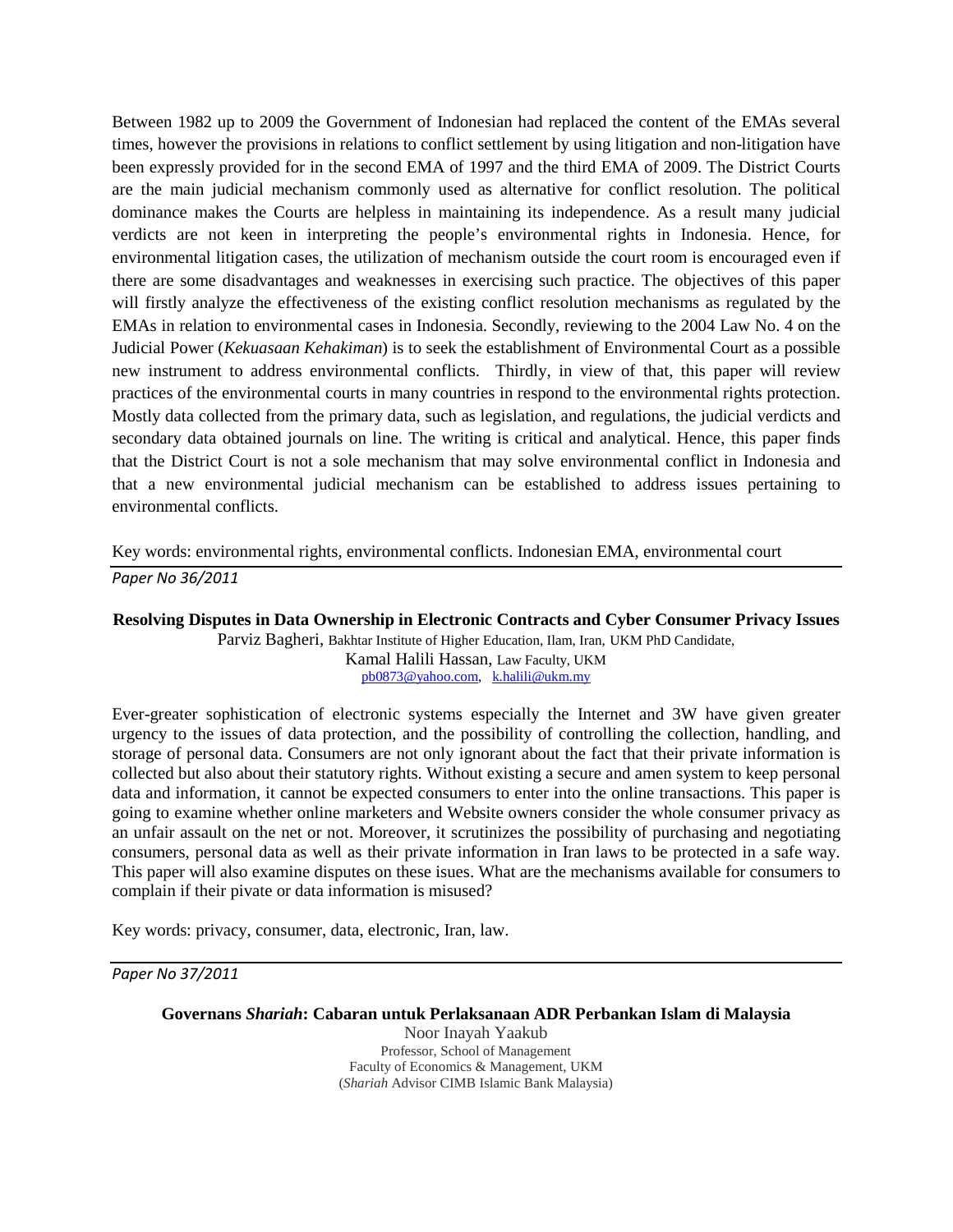Between 1982 up to 2009 the Government of Indonesian had replaced the content of the EMAs several times, however the provisions in relations to conflict settlement by using litigation and non-litigation have been expressly provided for in the second EMA of 1997 and the third EMA of 2009. The District Courts are the main judicial mechanism commonly used as alternative for conflict resolution. The political dominance makes the Courts are helpless in maintaining its independence. As a result many judicial verdicts are not keen in interpreting the people's environmental rights in Indonesia. Hence, for environmental litigation cases, the utilization of mechanism outside the court room is encouraged even if there are some disadvantages and weaknesses in exercising such practice. The objectives of this paper will firstly analyze the effectiveness of the existing conflict resolution mechanisms as regulated by the EMAs in relation to environmental cases in Indonesia. Secondly, reviewing to the 2004 Law No. 4 on the Judicial Power (*Kekuasaan Kehakiman*) is to seek the establishment of Environmental Court as a possible new instrument to address environmental conflicts. Thirdly, in view of that, this paper will review practices of the environmental courts in many countries in respond to the environmental rights protection. Mostly data collected from the primary data, such as legislation, and regulations, the judicial verdicts and secondary data obtained journals on line. The writing is critical and analytical. Hence, this paper finds that the District Court is not a sole mechanism that may solve environmental conflict in Indonesia and that a new environmental judicial mechanism can be established to address issues pertaining to environmental conflicts.

Key words: environmental rights, environmental conflicts. Indonesian EMA, environmental court

---

*Paper No 36/2011*

**Resolving Disputes in Data Ownership in Electronic Contracts and Cyber Consumer Privacy Issues**

Parviz Bagheri, Bakhtar Institute of Higher Education, Ilam, Iran, UKM PhD Candidate,
Kamal Halili Hassan, Law Faculty, UKM
pb0873@yahoo.com, k.halili@ukm.my

Ever-greater sophistication of electronic systems especially the Internet and 3W have given greater urgency to the issues of data protection, and the possibility of controlling the collection, handling, and storage of personal data. Consumers are not only ignorant about the fact that their private information is collected but also about their statutory rights. Without existing a secure and amen system to keep personal data and information, it cannot be expected consumers to enter into the online transactions. This paper is going to examine whether online marketers and Website owners consider the whole consumer privacy as an unfair assault on the net or not. Moreover, it scrutinizes the possibility of purchasing and negotiating consumers, personal data as well as their private information in Iran laws to be protected in a safe way. This paper will also examine disputes on these isues. What are the mechanisms available for consumers to complain if their pivate or data information is misused?

Key words: privacy, consumer, data, electronic, Iran, law.

---

*Paper No 37/2011*

**Governans *Shariah*: Cabaran untuk Perlaksanaan ADR Perbankan Islam di Malaysia**

Noor Inayah Yaakub
Professor, School of Management
Faculty of Economics & Management, UKM
(*Shariah* Advisor CIMB Islamic Bank Malaysia)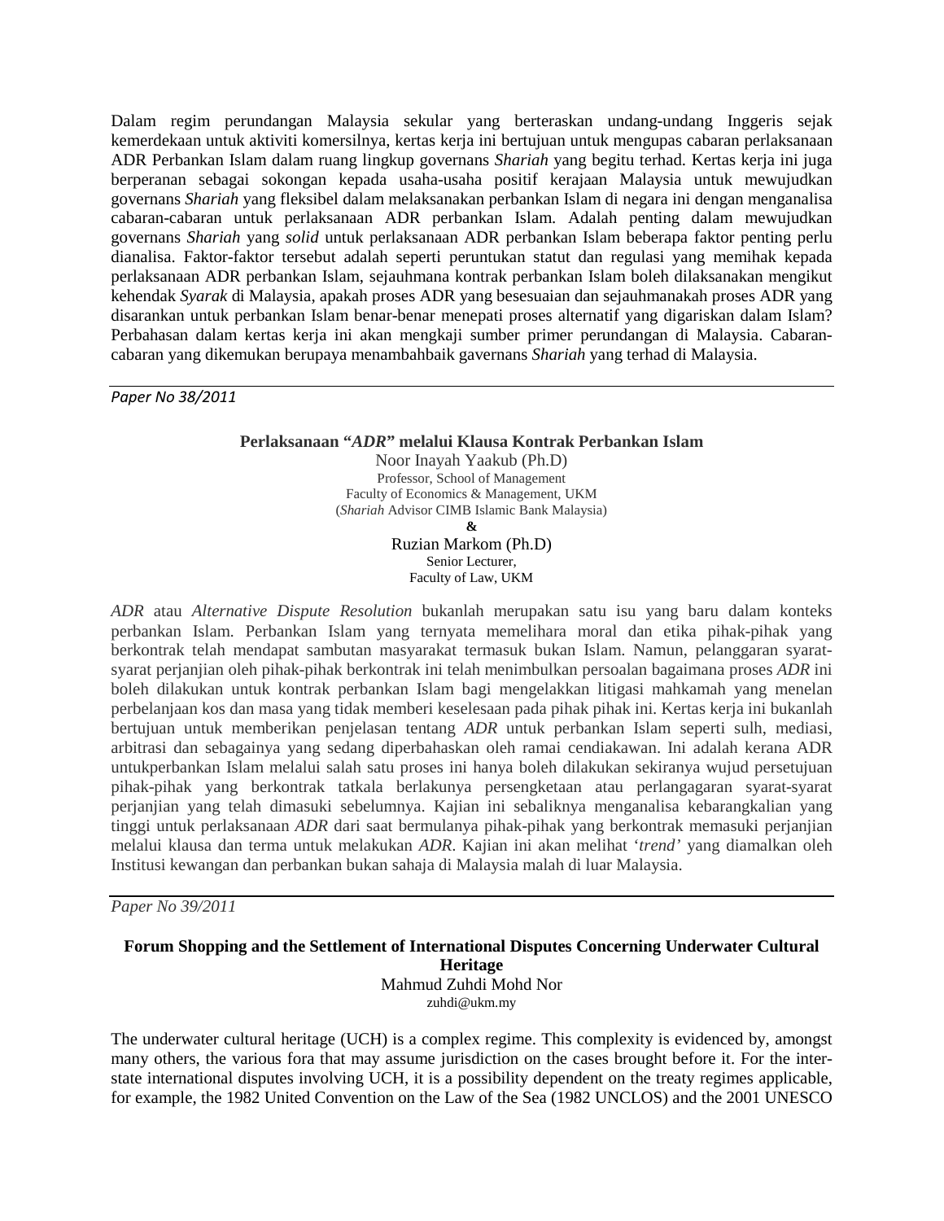Dalam regim perundangan Malaysia sekular yang berteraskan undang-undang Inggeris sejak kemerdekaan untuk aktiviti komersilnya, kertas kerja ini bertujuan untuk mengupas cabaran perlaksanaan ADR Perbankan Islam dalam ruang lingkup governans *Shariah* yang begitu terhad. Kertas kerja ini juga berperanan sebagai sokongan kepada usaha-usaha positif kerajaan Malaysia untuk mewujudkan governans *Shariah* yang fleksibel dalam melaksanakan perbankan Islam di negara ini dengan menganalisa cabaran-cabaran untuk perlaksanaan ADR perbankan Islam. Adalah penting dalam mewujudkan governans *Shariah* yang *solid* untuk perlaksanaan ADR perbankan Islam beberapa faktor penting perlu dianalisa. Faktor-faktor tersebut adalah seperti peruntukan statut dan regulasi yang memihak kepada perlaksanaan ADR perbankan Islam, sejauhmana kontrak perbankan Islam boleh dilaksanakan mengikut kehendak *Syarak* di Malaysia, apakah proses ADR yang besesuaian dan sejauhmanakah proses ADR yang disarankan untuk perbankan Islam benar-benar menepati proses alternatif yang digariskan dalam Islam? Perbahasan dalam kertas kerja ini akan mengkaji sumber primer perundangan di Malaysia. Cabaran-cabaran yang dikemukan berupaya menambahbaik gavernans *Shariah* yang terhad di Malaysia.

---

*Paper No 38/2011*

**Perlaksanaan "*ADR*" melalui Klausa Kontrak Perbankan Islam**

Noor Inayah Yaakub (Ph.D)
Professor, School of Management
Faculty of Economics & Management, UKM
(*Shariah* Advisor CIMB Islamic Bank Malaysia)
**&**
Ruzian Markom (Ph.D)
Senior Lecturer,
Faculty of Law, UKM

*ADR* atau *Alternative Dispute Resolution* bukanlah merupakan satu isu yang baru dalam konteks perbankan Islam. Perbankan Islam yang ternyata memelihara moral dan etika pihak-pihak yang berkontrak telah mendapat sambutan masyarakat termasuk bukan Islam. Namun, pelanggaran syarat-syarat perjanjian oleh pihak-pihak berkontrak ini telah menimbulkan persoalan bagaimana proses *ADR* ini boleh dilakukan untuk kontrak perbankan Islam bagi mengelakkan litigasi mahkamah yang menelan perbelanjaan kos dan masa yang tidak memberi keselesaan pada pihak pihak ini. Kertas kerja ini bukanlah bertujuan untuk memberikan penjelasan tentang *ADR* untuk perbankan Islam seperti sulh, mediasi, arbitrasi dan sebagainya yang sedang diperbahaskan oleh ramai cendiakawan. Ini adalah kerana ADR untukperbankan Islam melalui salah satu proses ini hanya boleh dilakukan sekiranya wujud persetujuan pihak-pihak yang berkontrak tatkala berlakunya persengketaan atau perlangagaran syarat-syarat perjanjian yang telah dimasuki sebelumnya. Kajian ini sebaliknya menganalisa kebarangkalian yang tinggi untuk perlaksanaan *ADR* dari saat bermulanya pihak-pihak yang berkontrak memasuki perjanjian melalui klausa dan terma untuk melakukan *ADR*. Kajian ini akan melihat '*trend*' yang diamalkan oleh Institusi kewangan dan perbankan bukan sahaja di Malaysia malah di luar Malaysia.

---

*Paper No 39/2011*

**Forum Shopping and the Settlement of International Disputes Concerning Underwater Cultural Heritage**

Mahmud Zuhdi Mohd Nor
zuhdi@ukm.my

The underwater cultural heritage (UCH) is a complex regime. This complexity is evidenced by, amongst many others, the various fora that may assume jurisdiction on the cases brought before it. For the inter-state international disputes involving UCH, it is a possibility dependent on the treaty regimes applicable, for example, the 1982 United Convention on the Law of the Sea (1982 UNCLOS) and the 2001 UNESCO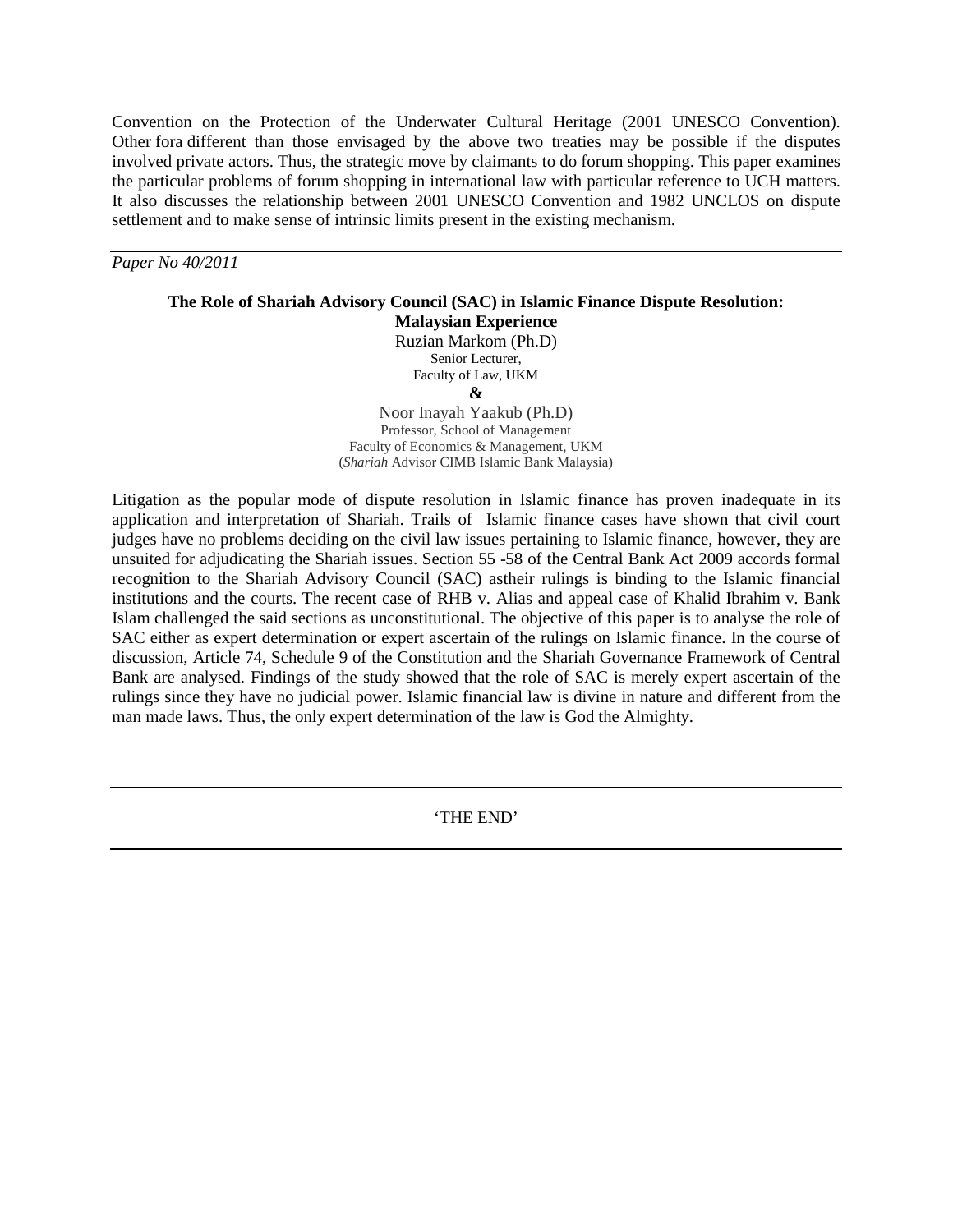Convention on the Protection of the Underwater Cultural Heritage (2001 UNESCO Convention). Other fora different than those envisaged by the above two treaties may be possible if the disputes involved private actors. Thus, the strategic move by claimants to do forum shopping. This paper examines the particular problems of forum shopping in international law with particular reference to UCH matters. It also discusses the relationship between 2001 UNESCO Convention and 1982 UNCLOS on dispute settlement and to make sense of intrinsic limits present in the existing mechanism.

---

*Paper No 40/2011*

**The Role of Shariah Advisory Council (SAC) in Islamic Finance Dispute Resolution: Malaysian Experience**

Ruzian Markom (Ph.D)
Senior Lecturer,
Faculty of Law, UKM

**&**

Noor Inayah Yaakub (Ph.D)
Professor, School of Management
Faculty of Economics & Management, UKM
(*Shariah* Advisor CIMB Islamic Bank Malaysia)

Litigation as the popular mode of dispute resolution in Islamic finance has proven inadequate in its application and interpretation of Shariah. Trails of Islamic finance cases have shown that civil court judges have no problems deciding on the civil law issues pertaining to Islamic finance, however, they are unsuited for adjudicating the Shariah issues. Section 55 -58 of the Central Bank Act 2009 accords formal recognition to the Shariah Advisory Council (SAC) astheir rulings is binding to the Islamic financial institutions and the courts. The recent case of RHB v. Alias and appeal case of Khalid Ibrahim v. Bank Islam challenged the said sections as unconstitutional. The objective of this paper is to analyse the role of SAC either as expert determination or expert ascertain of the rulings on Islamic finance. In the course of discussion, Article 74, Schedule 9 of the Constitution and the Shariah Governance Framework of Central Bank are analysed. Findings of the study showed that the role of SAC is merely expert ascertain of the rulings since they have no judicial power. Islamic financial law is divine in nature and different from the man made laws. Thus, the only expert determination of the law is God the Almighty.

---

'THE END'

---